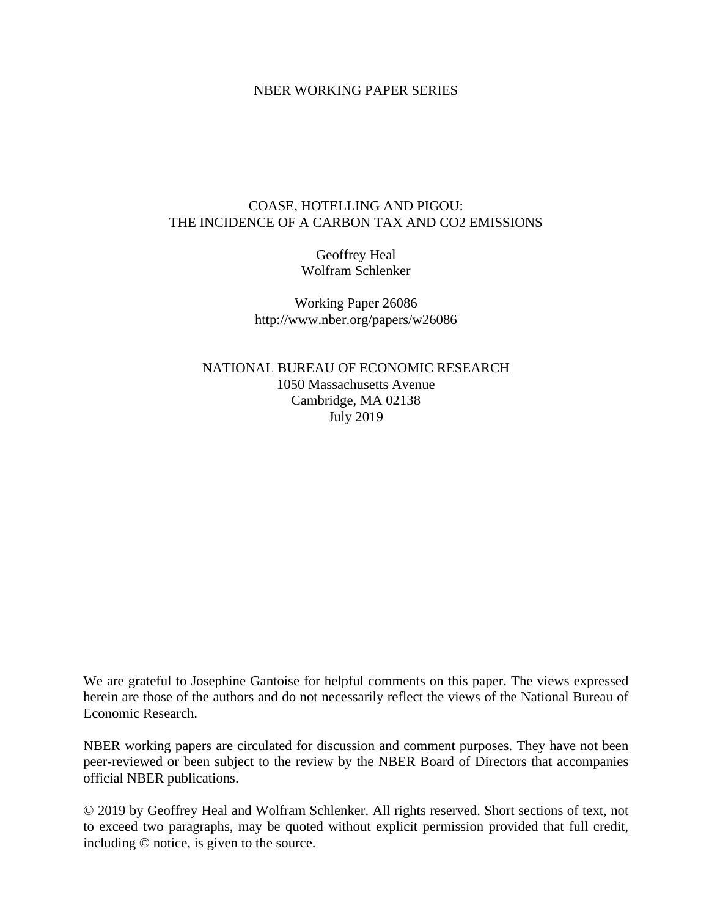NBER WORKING PAPER SERIES

# COASE, HOTELLING AND PIGOU: THE INCIDENCE OF A CARBON TAX AND CO2 EMISSIONS

Geoffrey Heal  
Wolfram Schlenker

Working Paper 26086  
http://www.nber.org/papers/w26086

NATIONAL BUREAU OF ECONOMIC RESEARCH  
1050 Massachusetts Avenue  
Cambridge, MA 02138  
July 2019

We are grateful to Josephine Gantoise for helpful comments on this paper. The views expressed herein are those of the authors and do not necessarily reflect the views of the National Bureau of Economic Research.

NBER working papers are circulated for discussion and comment purposes. They have not been peer-reviewed or been subject to the review by the NBER Board of Directors that accompanies official NBER publications.

© 2019 by Geoffrey Heal and Wolfram Schlenker. All rights reserved. Short sections of text, not to exceed two paragraphs, may be quoted without explicit permission provided that full credit, including © notice, is given to the source.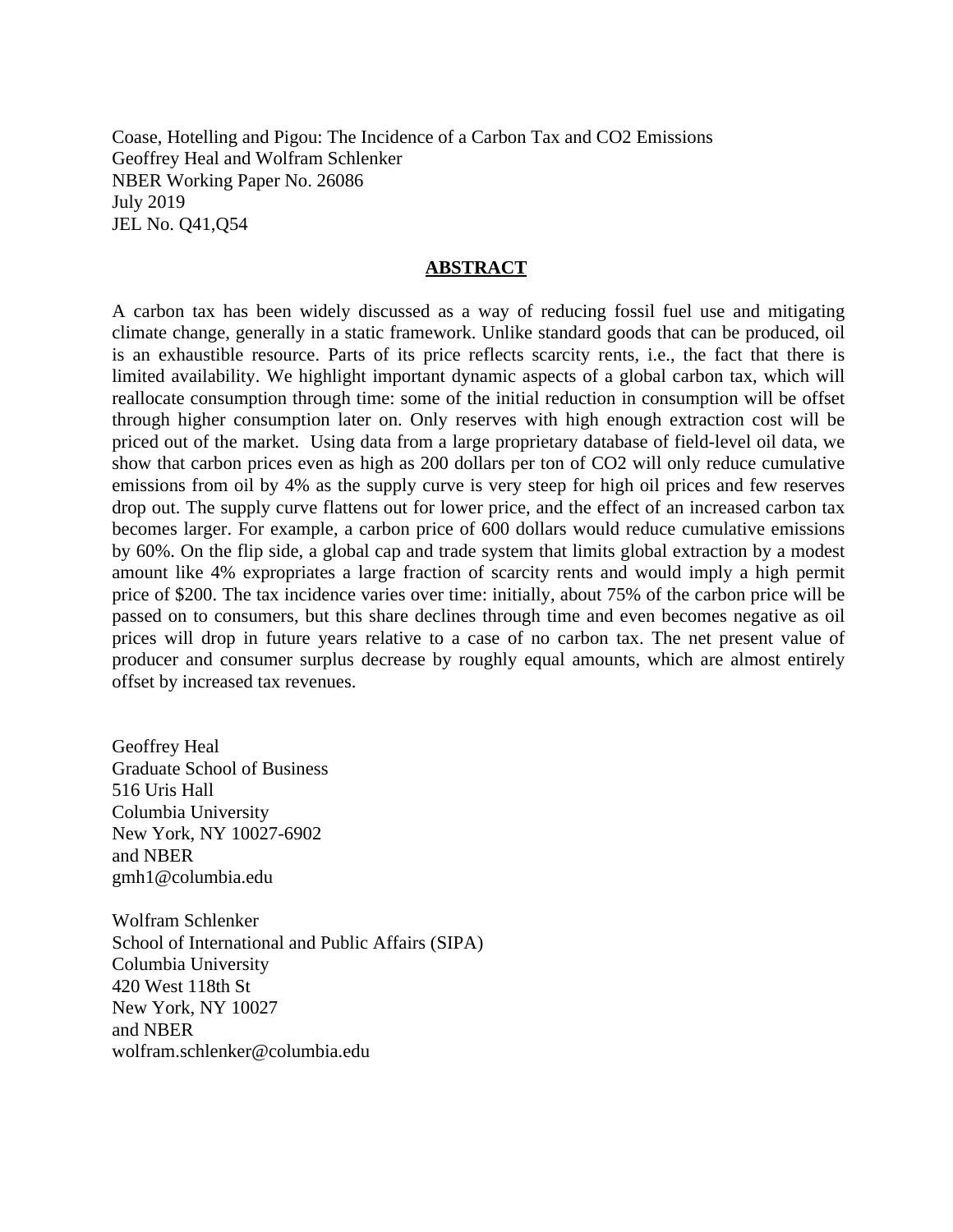Coase, Hotelling and Pigou: The Incidence of a Carbon Tax and CO2 Emissions
Geoffrey Heal and Wolfram Schlenker
NBER Working Paper No. 26086
July 2019
JEL No. Q41,Q54

## ABSTRACT

A carbon tax has been widely discussed as a way of reducing fossil fuel use and mitigating climate change, generally in a static framework. Unlike standard goods that can be produced, oil is an exhaustible resource. Parts of its price reflects scarcity rents, i.e., the fact that there is limited availability. We highlight important dynamic aspects of a global carbon tax, which will reallocate consumption through time: some of the initial reduction in consumption will be offset through higher consumption later on. Only reserves with high enough extraction cost will be priced out of the market. Using data from a large proprietary database of field-level oil data, we show that carbon prices even as high as 200 dollars per ton of CO2 will only reduce cumulative emissions from oil by 4% as the supply curve is very steep for high oil prices and few reserves drop out. The supply curve flattens out for lower price, and the effect of an increased carbon tax becomes larger. For example, a carbon price of 600 dollars would reduce cumulative emissions by 60%. On the flip side, a global cap and trade system that limits global extraction by a modest amount like 4% expropriates a large fraction of scarcity rents and would imply a high permit price of $200. The tax incidence varies over time: initially, about 75% of the carbon price will be passed on to consumers, but this share declines through time and even becomes negative as oil prices will drop in future years relative to a case of no carbon tax. The net present value of producer and consumer surplus decrease by roughly equal amounts, which are almost entirely offset by increased tax revenues.

Geoffrey Heal
Graduate School of Business
516 Uris Hall
Columbia University
New York, NY 10027-6902
and NBER
gmh1@columbia.edu

Wolfram Schlenker
School of International and Public Affairs (SIPA)
Columbia University
420 West 118th St
New York, NY 10027
and NBER
wolfram.schlenker@columbia.edu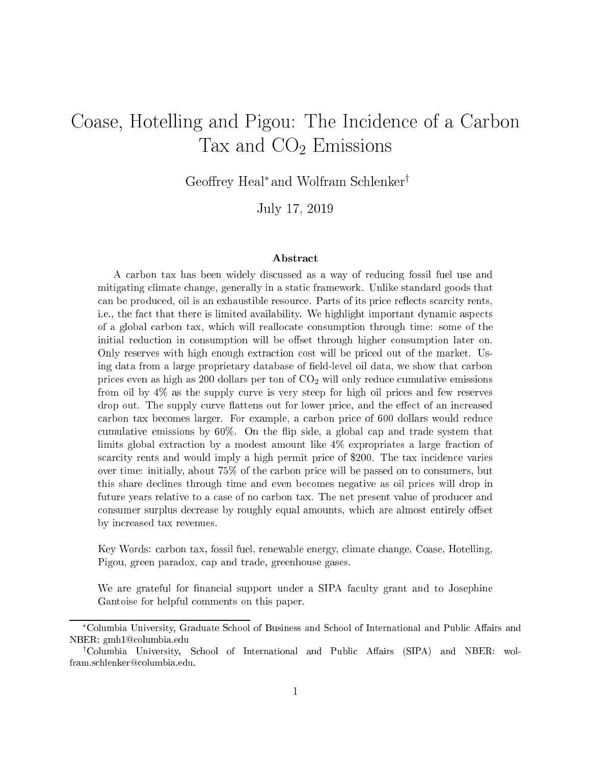// Title page of Heal & Schlenker (2019), "Coase, Hotelling and Pigou: The Incidence of a Carbon Tax and CO2 Emissions"
# Coase, Hotelling and Pigou: The Incidence of a Carbon Tax and $CO_2$ Emissions

Geoffrey Heal* and Wolfram Schlenker†

July 17, 2019

### Abstract

A carbon tax has been widely discussed as a way of reducing fossil fuel use and mitigating climate change, generally in a static framework. Unlike standard goods that can be produced, oil is an exhaustible resource. Parts of its price reflects scarcity rents, i.e., the fact that there is limited availability. We highlight important dynamic aspects of a global carbon tax, which will reallocate consumption through time: some of the initial reduction in consumption will be offset through higher consumption later on. Only reserves with high enough extraction cost will be priced out of the market. Using data from a large proprietary database of field-level oil data, we show that carbon prices even as high as 200 dollars per ton of $CO_2$ will only reduce cumulative emissions from oil by 4% as the supply curve is very steep for high oil prices and few reserves drop out. The supply curve flattens out for lower price, and the effect of an increased carbon tax becomes larger. For example, a carbon price of 600 dollars would reduce cumulative emissions by 60%. On the flip side, a global cap and trade system that limits global extraction by a modest amount like 4% expropriates a large fraction of scarcity rents and would imply a high permit price of \$200. The tax incidence varies over time: initially, about 75% of the carbon price will be passed on to consumers, but this share declines through time and even becomes negative as oil prices will drop in future years relative to a case of no carbon tax. The net present value of producer and consumer surplus decrease by roughly equal amounts, which are almost entirely offset by increased tax revenues.

Key Words: carbon tax, fossil fuel, renewable energy, climate change, Coase, Hotelling, Pigou, green paradox, cap and trade, greenhouse gases.

We are grateful for financial support under a SIPA faculty grant and to Josephine Gantoise for helpful comments on this paper.

---

*Columbia University, Graduate School of Business and School of International and Public Affairs and NBER: gmh1@columbia.edu

†Columbia University, School of International and Public Affairs (SIPA) and NBER: wolfram.schlenker@columbia.edu.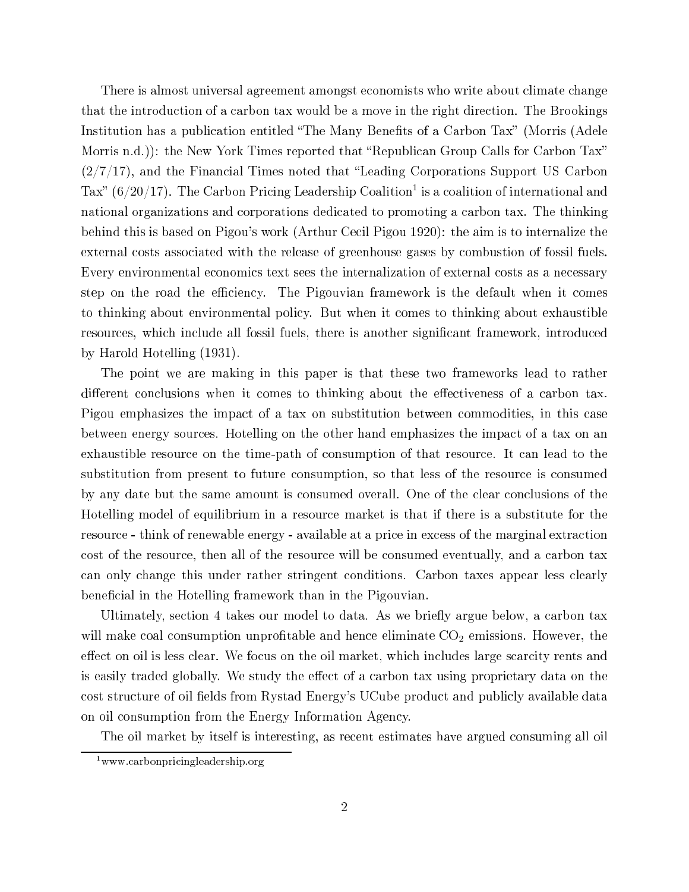There is almost universal agreement amongst economists who write about climate change that the introduction of a carbon tax would be a move in the right direction. The Brookings Institution has a publication entitled "The Many Benefits of a Carbon Tax" (Morris (Adele Morris n.d.)): the New York Times reported that "Republican Group Calls for Carbon Tax" (2/7/17), and the Financial Times noted that "Leading Corporations Support US Carbon Tax" (6/20/17). The Carbon Pricing Leadership Coalition[1] is a coalition of international and national organizations and corporations dedicated to promoting a carbon tax. The thinking behind this is based on Pigou's work (Arthur Cecil Pigou 1920): the aim is to internalize the external costs associated with the release of greenhouse gases by combustion of fossil fuels. Every environmental economics text sees the internalization of external costs as a necessary step on the road the efficiency. The Pigouvian framework is the default when it comes to thinking about environmental policy. But when it comes to thinking about exhaustible resources, which include all fossil fuels, there is another significant framework, introduced by Harold Hotelling (1931).

The point we are making in this paper is that these two frameworks lead to rather different conclusions when it comes to thinking about the effectiveness of a carbon tax. Pigou emphasizes the impact of a tax on substitution between commodities, in this case between energy sources. Hotelling on the other hand emphasizes the impact of a tax on an exhaustible resource on the time-path of consumption of that resource. It can lead to the substitution from present to future consumption, so that less of the resource is consumed by any date but the same amount is consumed overall. One of the clear conclusions of the Hotelling model of equilibrium in a resource market is that if there is a substitute for the resource - think of renewable energy - available at a price in excess of the marginal extraction cost of the resource, then all of the resource will be consumed eventually, and a carbon tax can only change this under rather stringent conditions. Carbon taxes appear less clearly beneficial in the Hotelling framework than in the Pigouvian.

Ultimately, section 4 takes our model to data. As we briefly argue below, a carbon tax will make coal consumption unprofitable and hence eliminate $CO_2$ emissions. However, the effect on oil is less clear. We focus on the oil market, which includes large scarcity rents and is easily traded globally. We study the effect of a carbon tax using proprietary data on the cost structure of oil fields from Rystad Energy's UCube product and publicly available data on oil consumption from the Energy Information Agency.

The oil market by itself is interesting, as recent estimates have argued consuming all oil

[1] www.carbonpricingleadership.org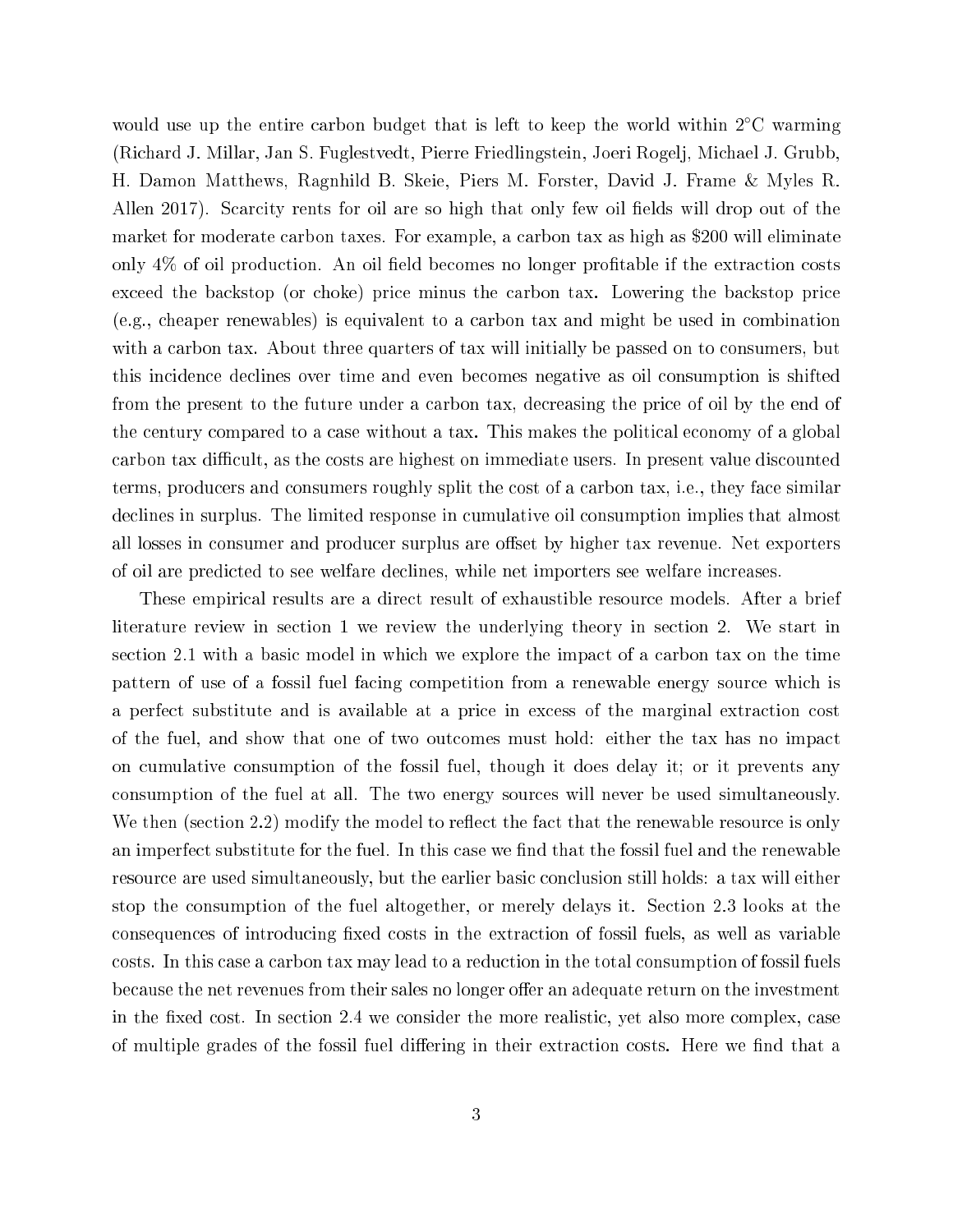would use up the entire carbon budget that is left to keep the world within 2°C warming (Richard J. Millar, Jan S. Fuglestvedt, Pierre Friedlingstein, Joeri Rogelj, Michael J. Grubb, H. Damon Matthews, Ragnhild B. Skeie, Piers M. Forster, David J. Frame & Myles R. Allen 2017). Scarcity rents for oil are so high that only few oil fields will drop out of the market for moderate carbon taxes. For example, a carbon tax as high as $200 will eliminate only 4% of oil production. An oil field becomes no longer profitable if the extraction costs exceed the backstop (or choke) price minus the carbon tax. Lowering the backstop price (e.g., cheaper renewables) is equivalent to a carbon tax and might be used in combination with a carbon tax. About three quarters of tax will initially be passed on to consumers, but this incidence declines over time and even becomes negative as oil consumption is shifted from the present to the future under a carbon tax, decreasing the price of oil by the end of the century compared to a case without a tax. This makes the political economy of a global carbon tax difficult, as the costs are highest on immediate users. In present value discounted terms, producers and consumers roughly split the cost of a carbon tax, i.e., they face similar declines in surplus. The limited response in cumulative oil consumption implies that almost all losses in consumer and producer surplus are offset by higher tax revenue. Net exporters of oil are predicted to see welfare declines, while net importers see welfare increases.

These empirical results are a direct result of exhaustible resource models. After a brief literature review in section 1 we review the underlying theory in section 2. We start in section 2.1 with a basic model in which we explore the impact of a carbon tax on the time pattern of use of a fossil fuel facing competition from a renewable energy source which is a perfect substitute and is available at a price in excess of the marginal extraction cost of the fuel, and show that one of two outcomes must hold: either the tax has no impact on cumulative consumption of the fossil fuel, though it does delay it; or it prevents any consumption of the fuel at all. The two energy sources will never be used simultaneously. We then (section 2.2) modify the model to reflect the fact that the renewable resource is only an imperfect substitute for the fuel. In this case we find that the fossil fuel and the renewable resource are used simultaneously, but the earlier basic conclusion still holds: a tax will either stop the consumption of the fuel altogether, or merely delays it. Section 2.3 looks at the consequences of introducing fixed costs in the extraction of fossil fuels, as well as variable costs. In this case a carbon tax may lead to a reduction in the total consumption of fossil fuels because the net revenues from their sales no longer offer an adequate return on the investment in the fixed cost. In section 2.4 we consider the more realistic, yet also more complex, case of multiple grades of the fossil fuel differing in their extraction costs. Here we find that a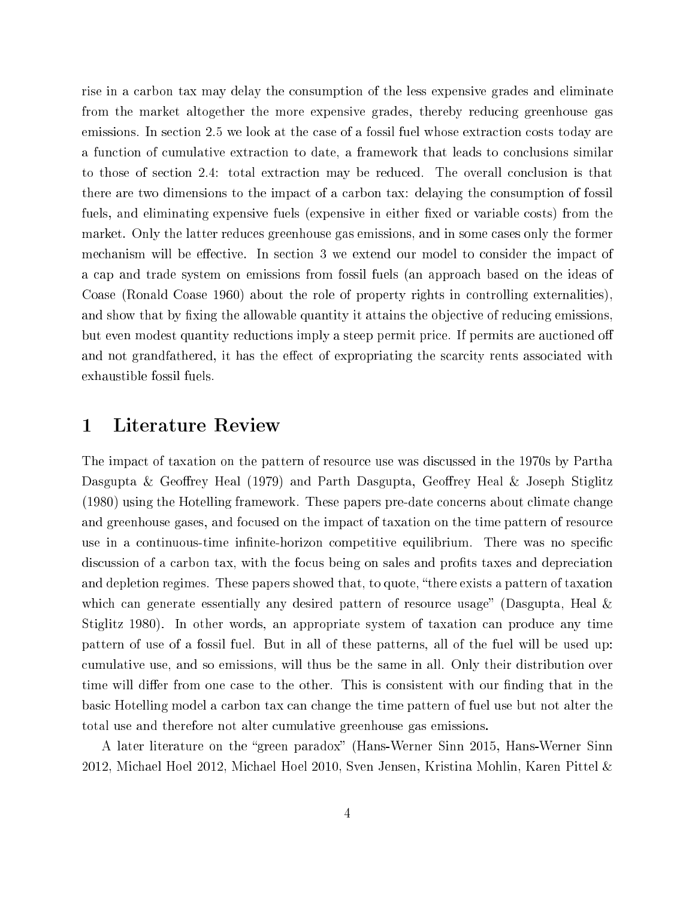rise in a carbon tax may delay the consumption of the less expensive grades and eliminate from the market altogether the more expensive grades, thereby reducing greenhouse gas emissions. In section 2.5 we look at the case of a fossil fuel whose extraction costs today are a function of cumulative extraction to date, a framework that leads to conclusions similar to those of section 2.4: total extraction may be reduced. The overall conclusion is that there are two dimensions to the impact of a carbon tax: delaying the consumption of fossil fuels, and eliminating expensive fuels (expensive in either fixed or variable costs) from the market. Only the latter reduces greenhouse gas emissions, and in some cases only the former mechanism will be effective. In section 3 we extend our model to consider the impact of a cap and trade system on emissions from fossil fuels (an approach based on the ideas of Coase (Ronald Coase 1960) about the role of property rights in controlling externalities), and show that by fixing the allowable quantity it attains the objective of reducing emissions, but even modest quantity reductions imply a steep permit price. If permits are auctioned off and not grandfathered, it has the effect of expropriating the scarcity rents associated with exhaustible fossil fuels.

# 1 Literature Review

The impact of taxation on the pattern of resource use was discussed in the 1970s by Partha Dasgupta & Geoffrey Heal (1979) and Parth Dasgupta, Geoffrey Heal & Joseph Stiglitz (1980) using the Hotelling framework. These papers pre-date concerns about climate change and greenhouse gases, and focused on the impact of taxation on the time pattern of resource use in a continuous-time infinite-horizon competitive equilibrium. There was no specific discussion of a carbon tax, with the focus being on sales and profits taxes and depreciation and depletion regimes. These papers showed that, to quote, "there exists a pattern of taxation which can generate essentially any desired pattern of resource usage" (Dasgupta, Heal & Stiglitz 1980). In other words, an appropriate system of taxation can produce any time pattern of use of a fossil fuel. But in all of these patterns, all of the fuel will be used up: cumulative use, and so emissions, will thus be the same in all. Only their distribution over time will differ from one case to the other. This is consistent with our finding that in the basic Hotelling model a carbon tax can change the time pattern of fuel use but not alter the total use and therefore not alter cumulative greenhouse gas emissions.

A later literature on the "green paradox" (Hans-Werner Sinn 2015, Hans-Werner Sinn 2012, Michael Hoel 2012, Michael Hoel 2010, Sven Jensen, Kristina Mohlin, Karen Pittel &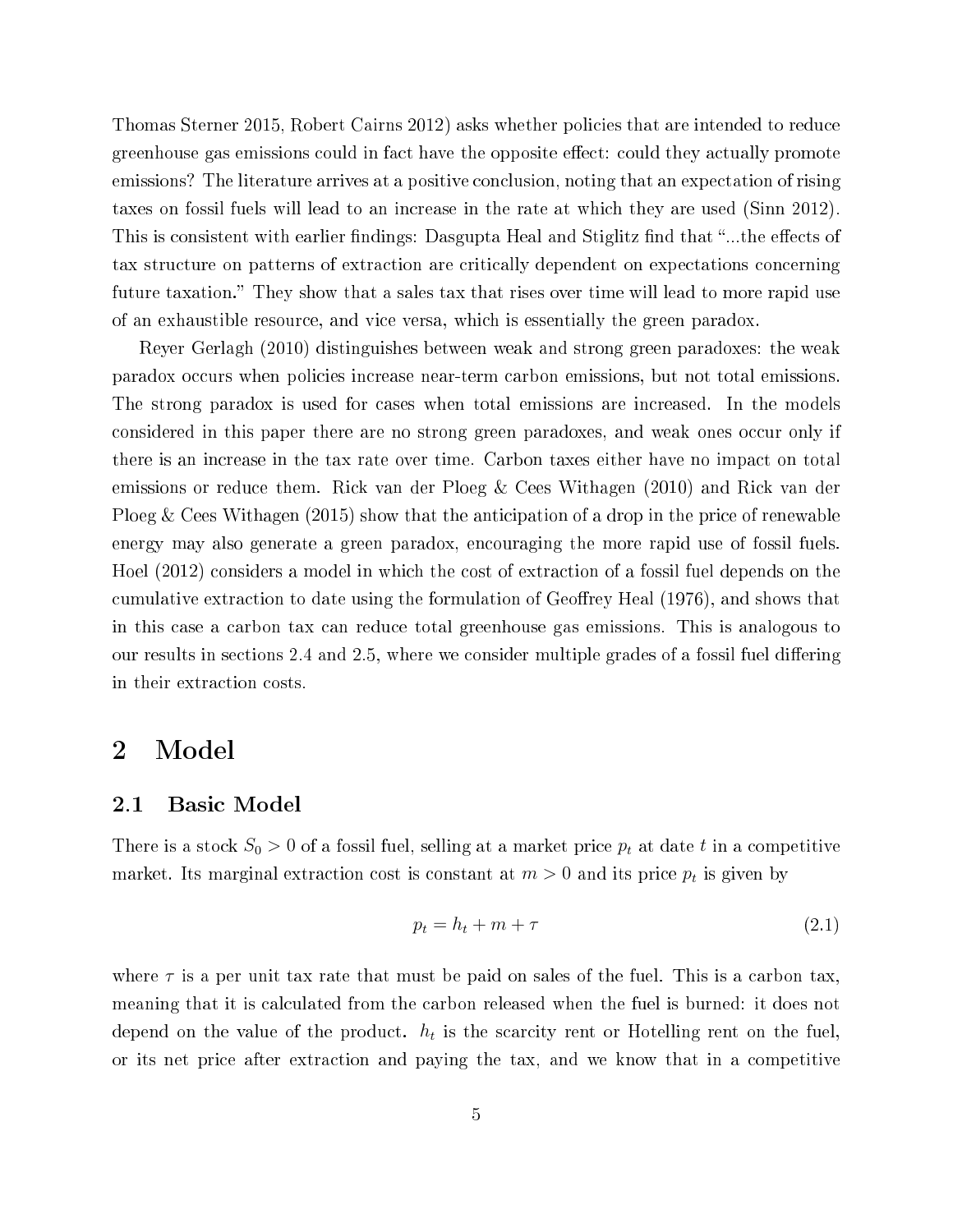Thomas Sterner 2015, Robert Cairns 2012) asks whether policies that are intended to reduce greenhouse gas emissions could in fact have the opposite effect: could they actually promote emissions? The literature arrives at a positive conclusion, noting that an expectation of rising taxes on fossil fuels will lead to an increase in the rate at which they are used (Sinn 2012). This is consistent with earlier findings: Dasgupta Heal and Stiglitz find that "...the effects of tax structure on patterns of extraction are critically dependent on expectations concerning future taxation." They show that a sales tax that rises over time will lead to more rapid use of an exhaustible resource, and vice versa, which is essentially the green paradox.

Reyer Gerlagh (2010) distinguishes between weak and strong green paradoxes: the weak paradox occurs when policies increase near-term carbon emissions, but not total emissions. The strong paradox is used for cases when total emissions are increased. In the models considered in this paper there are no strong green paradoxes, and weak ones occur only if there is an increase in the tax rate over time. Carbon taxes either have no impact on total emissions or reduce them. Rick van der Ploeg & Cees Withagen (2010) and Rick van der Ploeg & Cees Withagen (2015) show that the anticipation of a drop in the price of renewable energy may also generate a green paradox, encouraging the more rapid use of fossil fuels. Hoel (2012) considers a model in which the cost of extraction of a fossil fuel depends on the cumulative extraction to date using the formulation of Geoffrey Heal (1976), and shows that in this case a carbon tax can reduce total greenhouse gas emissions. This is analogous to our results in sections 2.4 and 2.5, where we consider multiple grades of a fossil fuel differing in their extraction costs.

# 2 Model

## 2.1 Basic Model

There is a stock $S_0 > 0$ of a fossil fuel, selling at a market price $p_t$ at date $t$ in a competitive market. Its marginal extraction cost is constant at $m > 0$ and its price $p_t$ is given by

$$p_t = h_t + m + \tau \tag{2.1}$$

where $\tau$ is a per unit tax rate that must be paid on sales of the fuel. This is a carbon tax, meaning that it is calculated from the carbon released when the fuel is burned: it does not depend on the value of the product. $h_t$ is the scarcity rent or Hotelling rent on the fuel, or its net price after extraction and paying the tax, and we know that in a competitive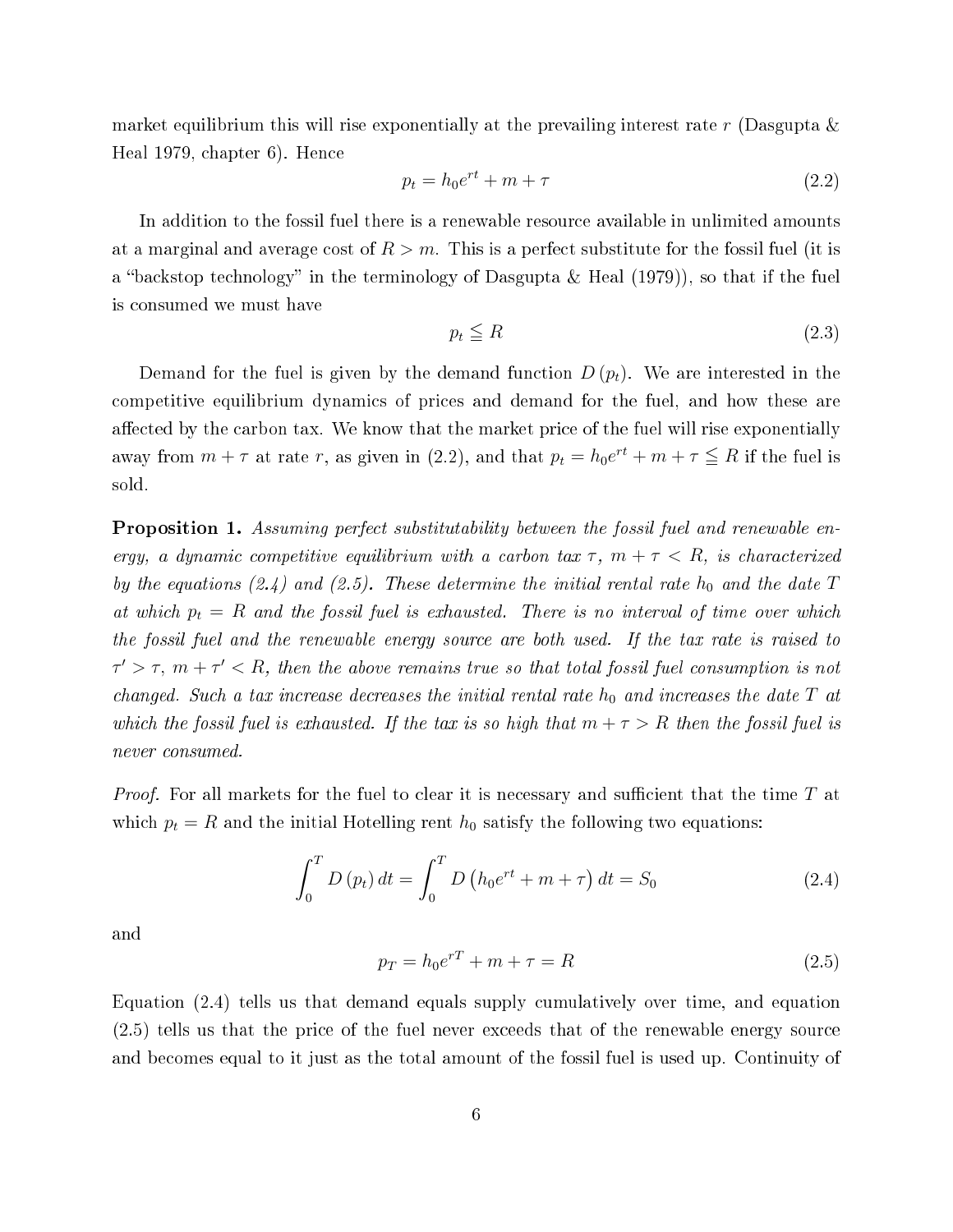market equilibrium this will rise exponentially at the prevailing interest rate $r$ (Dasgupta & Heal 1979, chapter 6). Hence

$$p_t = h_0 e^{rt} + m + \tau \tag{2.2}$$

In addition to the fossil fuel there is a renewable resource available in unlimited amounts at a marginal and average cost of $R > m$. This is a perfect substitute for the fossil fuel (it is a "backstop technology" in the terminology of Dasgupta & Heal (1979)), so that if the fuel is consumed we must have

$$p_t \leqq R \tag{2.3}$$

Demand for the fuel is given by the demand function $D(p_t)$. We are interested in the competitive equilibrium dynamics of prices and demand for the fuel, and how these are affected by the carbon tax. We know that the market price of the fuel will rise exponentially away from $m + \tau$ at rate $r$, as given in (2.2), and that $p_t = h_0 e^{rt} + m + \tau \leqq R$ if the fuel is sold.

**Proposition 1.** *Assuming perfect substitutability between the fossil fuel and renewable energy, a dynamic competitive equilibrium with a carbon tax $\tau$, $m + \tau < R$, is characterized by the equations (2.4) and (2.5). These determine the initial rental rate $h_0$ and the date $T$ at which $p_t = R$ and the fossil fuel is exhausted. There is no interval of time over which the fossil fuel and the renewable energy source are both used. If the tax rate is raised to $\tau' > \tau$, $m + \tau' < R$, then the above remains true so that total fossil fuel consumption is not changed. Such a tax increase decreases the initial rental rate $h_0$ and increases the date $T$ at which the fossil fuel is exhausted. If the tax is so high that $m + \tau > R$ then the fossil fuel is never consumed.*

*Proof.* For all markets for the fuel to clear it is necessary and sufficient that the time $T$ at which $p_t = R$ and the initial Hotelling rent $h_0$ satisfy the following two equations:

$$\int_0^T D(p_t)\, dt = \int_0^T D\left(h_0 e^{rt} + m + \tau\right) dt = S_0 \tag{2.4}$$

and

$$p_T = h_0 e^{rT} + m + \tau = R \tag{2.5}$$

Equation (2.4) tells us that demand equals supply cumulatively over time, and equation (2.5) tells us that the price of the fuel never exceeds that of the renewable energy source and becomes equal to it just as the total amount of the fossil fuel is used up. Continuity of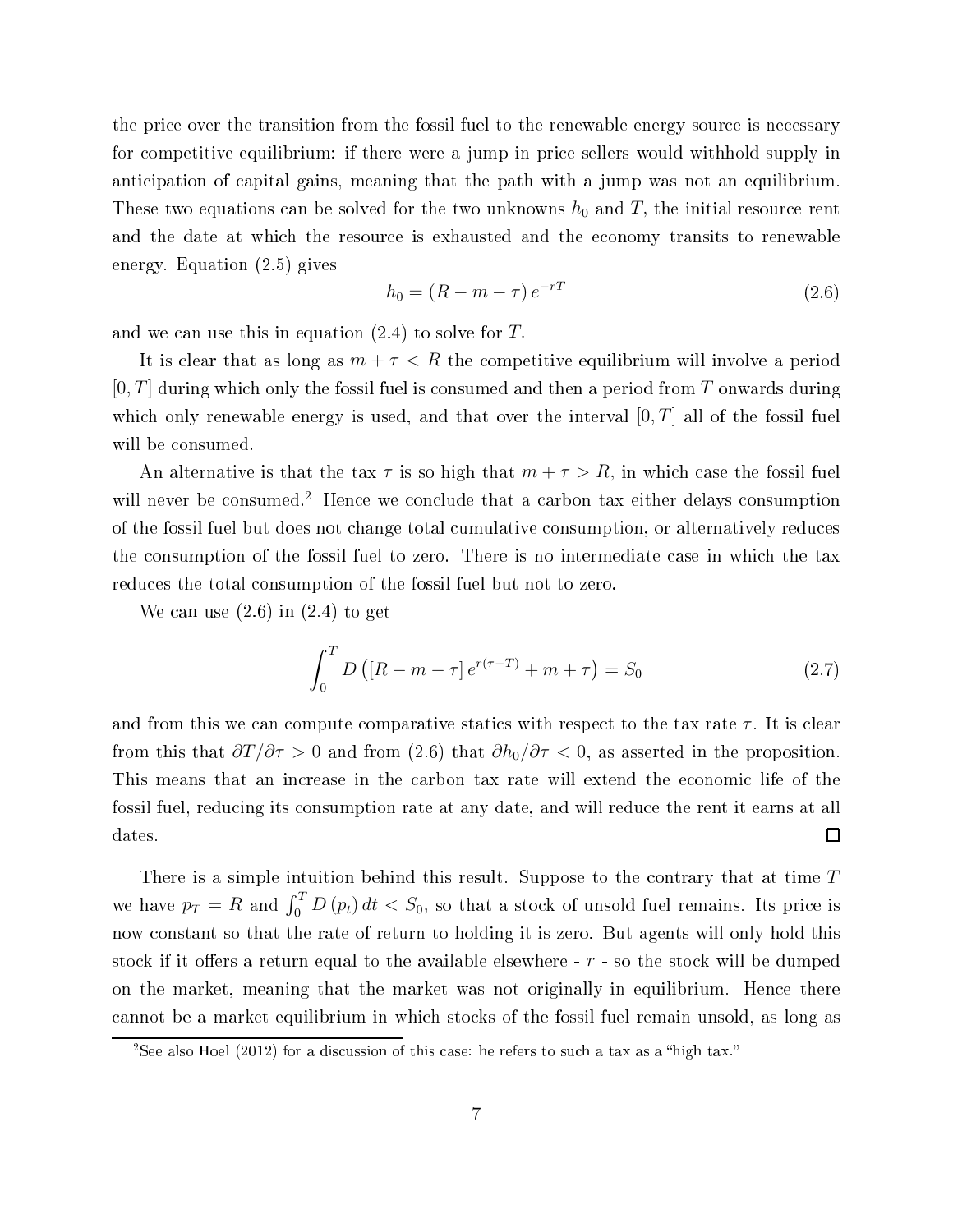the price over the transition from the fossil fuel to the renewable energy source is necessary for competitive equilibrium: if there were a jump in price sellers would withhold supply in anticipation of capital gains, meaning that the path with a jump was not an equilibrium. These two equations can be solved for the two unknowns $h_0$ and $T$, the initial resource rent and the date at which the resource is exhausted and the economy transits to renewable energy. Equation (2.5) gives

$$h_0 = (R - m - \tau)\, e^{-rT} \tag{2.6}$$

and we can use this in equation (2.4) to solve for $T$.

It is clear that as long as $m + \tau < R$ the competitive equilibrium will involve a period $[0, T]$ during which only the fossil fuel is consumed and then a period from $T$ onwards during which only renewable energy is used, and that over the interval $[0, T]$ all of the fossil fuel will be consumed.

An alternative is that the tax $\tau$ is so high that $m + \tau > R$, in which case the fossil fuel will never be consumed.[2] Hence we conclude that a carbon tax either delays consumption of the fossil fuel but does not change total cumulative consumption, or alternatively reduces the consumption of the fossil fuel to zero. There is no intermediate case in which the tax reduces the total consumption of the fossil fuel but not to zero.

We can use (2.6) in (2.4) to get

$$\int_0^T D\left(\left[R - m - \tau\right] e^{r(\tau - T)} + m + \tau\right) = S_0 \tag{2.7}$$

and from this we can compute comparative statics with respect to the tax rate $\tau$. It is clear from this that $\partial T / \partial \tau > 0$ and from (2.6) that $\partial h_0 / \partial \tau < 0$, as asserted in the proposition. This means that an increase in the carbon tax rate will extend the economic life of the fossil fuel, reducing its consumption rate at any date, and will reduce the rent it earns at all dates. □

There is a simple intuition behind this result. Suppose to the contrary that at time $T$ we have $p_T = R$ and $\int_0^T D(p_t)\, dt < S_0$, so that a stock of unsold fuel remains. Its price is now constant so that the rate of return to holding it is zero. But agents will only hold this stock if it offers a return equal to the available elsewhere - $r$ - so the stock will be dumped on the market, meaning that the market was not originally in equilibrium. Hence there cannot be a market equilibrium in which stocks of the fossil fuel remain unsold, as long as

[2] See also Hoel (2012) for a discussion of this case: he refers to such a tax as a "high tax."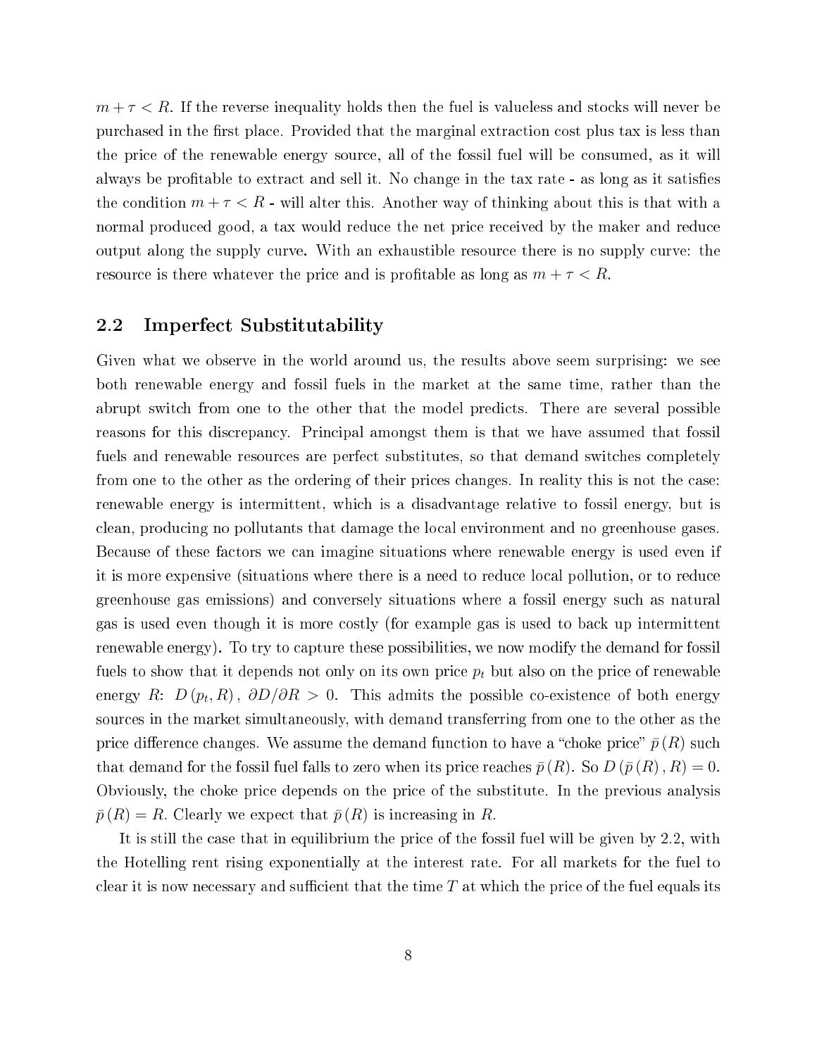$m + \tau < R$. If the reverse inequality holds then the fuel is valueless and stocks will never be purchased in the first place. Provided that the marginal extraction cost plus tax is less than the price of the renewable energy source, all of the fossil fuel will be consumed, as it will always be profitable to extract and sell it. No change in the tax rate - as long as it satisfies the condition $m + \tau < R$ - will alter this. Another way of thinking about this is that with a normal produced good, a tax would reduce the net price received by the maker and reduce output along the supply curve. With an exhaustible resource there is no supply curve: the resource is there whatever the price and is profitable as long as $m + \tau < R$.

## 2.2 Imperfect Substitutability

Given what we observe in the world around us, the results above seem surprising: we see both renewable energy and fossil fuels in the market at the same time, rather than the abrupt switch from one to the other that the model predicts. There are several possible reasons for this discrepancy. Principal amongst them is that we have assumed that fossil fuels and renewable resources are perfect substitutes, so that demand switches completely from one to the other as the ordering of their prices changes. In reality this is not the case: renewable energy is intermittent, which is a disadvantage relative to fossil energy, but is clean, producing no pollutants that damage the local environment and no greenhouse gases. Because of these factors we can imagine situations where renewable energy is used even if it is more expensive (situations where there is a need to reduce local pollution, or to reduce greenhouse gas emissions) and conversely situations where a fossil energy such as natural gas is used even though it is more costly (for example gas is used to back up intermittent renewable energy). To try to capture these possibilities, we now modify the demand for fossil fuels to show that it depends not only on its own price $p_t$ but also on the price of renewable energy $R$: $D(p_t, R)$, $\partial D / \partial R > 0$. This admits the possible co-existence of both energy sources in the market simultaneously, with demand transferring from one to the other as the price difference changes. We assume the demand function to have a "choke price" $\bar{p}(R)$ such that demand for the fossil fuel falls to zero when its price reaches $\bar{p}(R)$. So $D(\bar{p}(R), R) = 0$. Obviously, the choke price depends on the price of the substitute. In the previous analysis $\bar{p}(R) = R$. Clearly we expect that $\bar{p}(R)$ is increasing in $R$.

It is still the case that in equilibrium the price of the fossil fuel will be given by 2.2, with the Hotelling rent rising exponentially at the interest rate. For all markets for the fuel to clear it is now necessary and sufficient that the time $T$ at which the price of the fuel equals its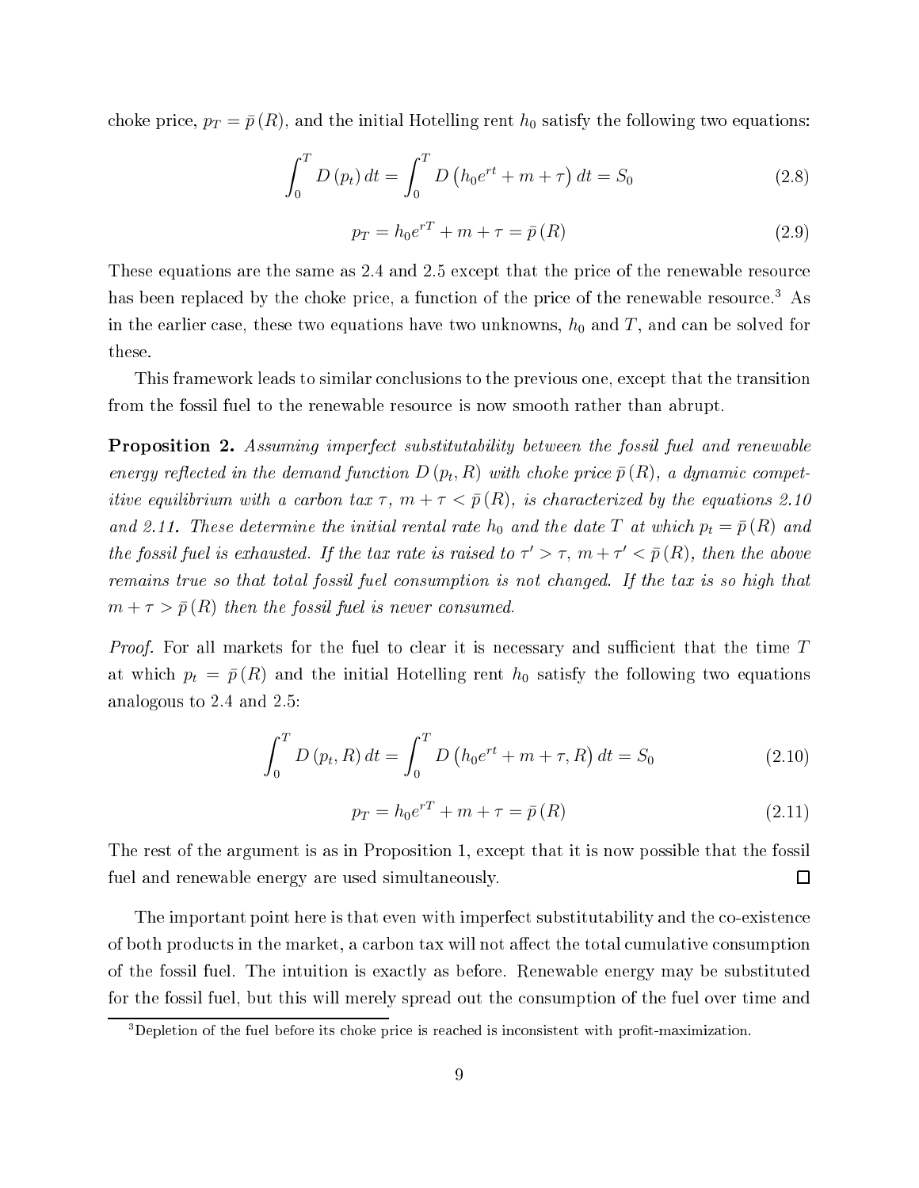choke price, $p_T = \bar{p}(R)$, and the initial Hotelling rent $h_0$ satisfy the following two equations:

$$\int_0^T D(p_t)\,dt = \int_0^T D\left(h_0 e^{rt} + m + \tau\right)dt = S_0 \tag{2.8}$$

$$p_T = h_0 e^{rT} + m + \tau = \bar{p}(R) \tag{2.9}$$

These equations are the same as 2.4 and 2.5 except that the price of the renewable resource has been replaced by the choke price, a function of the price of the renewable resource.[3] As in the earlier case, these two equations have two unknowns, $h_0$ and $T$, and can be solved for these.

This framework leads to similar conclusions to the previous one, except that the transition from the fossil fuel to the renewable resource is now smooth rather than abrupt.

**Proposition 2.** *Assuming imperfect substitutability between the fossil fuel and renewable energy reflected in the demand function $D(p_t, R)$ with choke price $\bar{p}(R)$, a dynamic competitive equilibrium with a carbon tax $\tau$, $m + \tau < \bar{p}(R)$, is characterized by the equations 2.10 and 2.11. These determine the initial rental rate $h_0$ and the date $T$ at which $p_t = \bar{p}(R)$ and the fossil fuel is exhausted. If the tax rate is raised to $\tau' > \tau$, $m + \tau' < \bar{p}(R)$, then the above remains true so that total fossil fuel consumption is not changed. If the tax is so high that $m + \tau > \bar{p}(R)$ then the fossil fuel is never consumed.*

*Proof.* For all markets for the fuel to clear it is necessary and sufficient that the time $T$ at which $p_t = \bar{p}(R)$ and the initial Hotelling rent $h_0$ satisfy the following two equations analogous to 2.4 and 2.5:

$$\int_0^T D(p_t, R)\,dt = \int_0^T D\left(h_0 e^{rt} + m + \tau, R\right)dt = S_0 \tag{2.10}$$

$$p_T = h_0 e^{rT} + m + \tau = \bar{p}(R) \tag{2.11}$$

The rest of the argument is as in Proposition 1, except that it is now possible that the fossil fuel and renewable energy are used simultaneously. □

The important point here is that even with imperfect substitutability and the co-existence of both products in the market, a carbon tax will not affect the total cumulative consumption of the fossil fuel. The intuition is exactly as before. Renewable energy may be substituted for the fossil fuel, but this will merely spread out the consumption of the fuel over time and

[3] Depletion of the fuel before its choke price is reached is inconsistent with profit-maximization.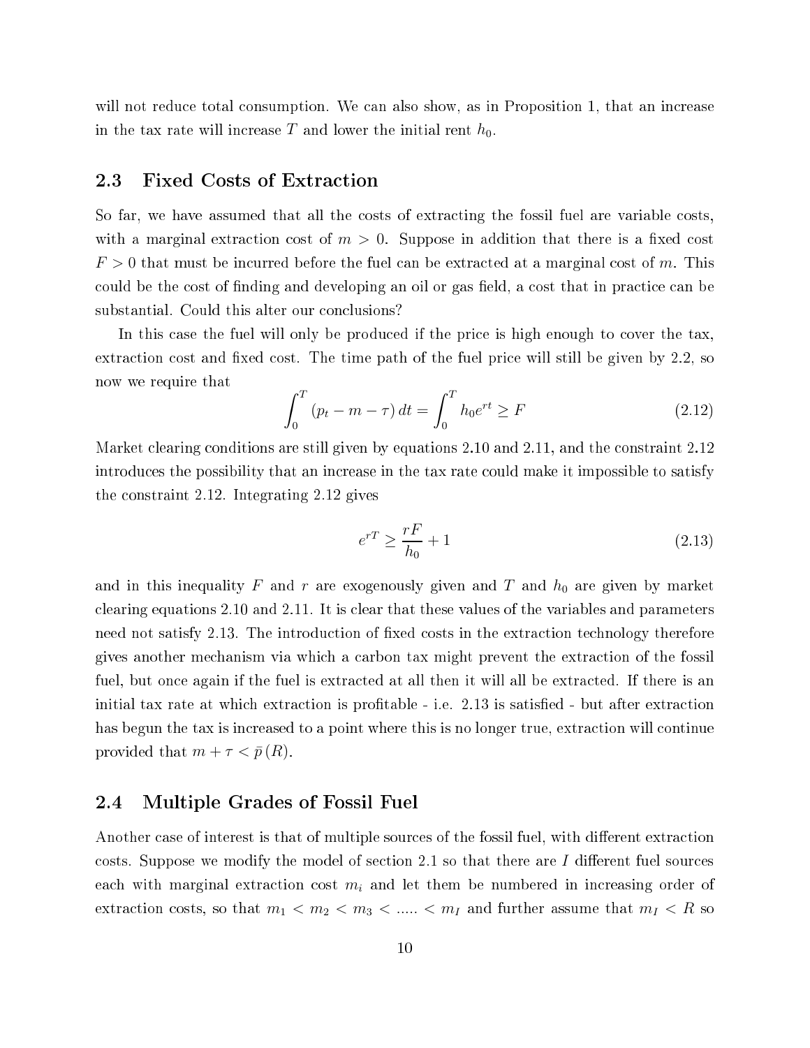will not reduce total consumption. We can also show, as in Proposition 1, that an increase in the tax rate will increase $T$ and lower the initial rent $h_0$.

## 2.3 Fixed Costs of Extraction

So far, we have assumed that all the costs of extracting the fossil fuel are variable costs, with a marginal extraction cost of $m > 0$. Suppose in addition that there is a fixed cost $F > 0$ that must be incurred before the fuel can be extracted at a marginal cost of $m$. This could be the cost of finding and developing an oil or gas field, a cost that in practice can be substantial. Could this alter our conclusions?

In this case the fuel will only be produced if the price is high enough to cover the tax, extraction cost and fixed cost. The time path of the fuel price will still be given by 2.2, so now we require that

$$\int_0^T (p_t - m - \tau)\, dt = \int_0^T h_0 e^{rt} \geq F \tag{2.12}$$

Market clearing conditions are still given by equations 2.10 and 2.11, and the constraint 2.12 introduces the possibility that an increase in the tax rate could make it impossible to satisfy the constraint 2.12. Integrating 2.12 gives

$$e^{rT} \geq \frac{rF}{h_0} + 1 \tag{2.13}$$

and in this inequality $F$ and $r$ are exogenously given and $T$ and $h_0$ are given by market clearing equations 2.10 and 2.11. It is clear that these values of the variables and parameters need not satisfy 2.13. The introduction of fixed costs in the extraction technology therefore gives another mechanism via which a carbon tax might prevent the extraction of the fossil fuel, but once again if the fuel is extracted at all then it will all be extracted. If there is an initial tax rate at which extraction is profitable - i.e. 2.13 is satisfied - but after extraction has begun the tax is increased to a point where this is no longer true, extraction will continue provided that $m + \tau < \bar{p}(R)$.

## 2.4 Multiple Grades of Fossil Fuel

Another case of interest is that of multiple sources of the fossil fuel, with different extraction costs. Suppose we modify the model of section 2.1 so that there are $I$ different fuel sources each with marginal extraction cost $m_i$ and let them be numbered in increasing order of extraction costs, so that $m_1 < m_2 < m_3 < ..... < m_I$ and further assume that $m_I < R$ so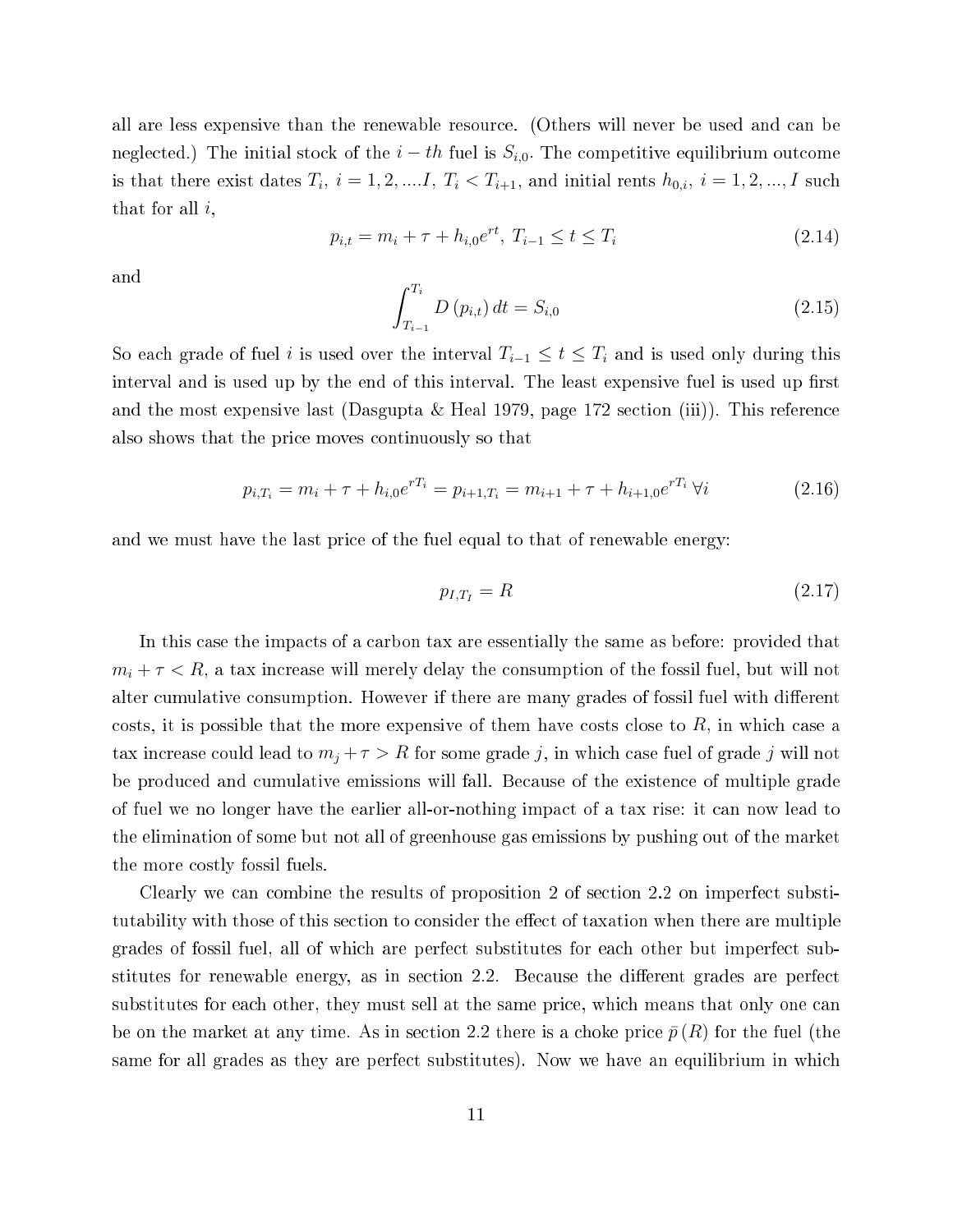all are less expensive than the renewable resource. (Others will never be used and can be neglected.) The initial stock of the $i-th$ fuel is $S_{i,0}$. The competitive equilibrium outcome is that there exist dates $T_i$, $i = 1, 2, ....I$, $T_i < T_{i+1}$, and initial rents $h_{0,i}$, $i = 1, 2, ..., I$ such that for all $i$,

$$p_{i,t} = m_i + \tau + h_{i,0}e^{rt},\ T_{i-1} \leq t \leq T_i \tag{2.14}$$

and

$$\int_{T_{i-1}}^{T_i} D(p_{i,t})\, dt = S_{i,0} \tag{2.15}$$

So each grade of fuel $i$ is used over the interval $T_{i-1} \leq t \leq T_i$ and is used only during this interval and is used up by the end of this interval. The least expensive fuel is used up first and the most expensive last (Dasgupta & Heal 1979, page 172 section (iii)). This reference also shows that the price moves continuously so that

$$p_{i,T_i} = m_i + \tau + h_{i,0}e^{rT_i} = p_{i+1,T_i} = m_{i+1} + \tau + h_{i+1,0}e^{rT_i}\ \forall i \tag{2.16}$$

and we must have the last price of the fuel equal to that of renewable energy:

$$p_{I,T_I} = R \tag{2.17}$$

In this case the impacts of a carbon tax are essentially the same as before: provided that $m_i + \tau < R$, a tax increase will merely delay the consumption of the fossil fuel, but will not alter cumulative consumption. However if there are many grades of fossil fuel with different costs, it is possible that the more expensive of them have costs close to $R$, in which case a tax increase could lead to $m_j + \tau > R$ for some grade $j$, in which case fuel of grade $j$ will not be produced and cumulative emissions will fall. Because of the existence of multiple grade of fuel we no longer have the earlier all-or-nothing impact of a tax rise: it can now lead to the elimination of some but not all of greenhouse gas emissions by pushing out of the market the more costly fossil fuels.

Clearly we can combine the results of proposition 2 of section 2.2 on imperfect substitutability with those of this section to consider the effect of taxation when there are multiple grades of fossil fuel, all of which are perfect substitutes for each other but imperfect substitutes for renewable energy, as in section 2.2. Because the different grades are perfect substitutes for each other, they must sell at the same price, which means that only one can be on the market at any time. As in section 2.2 there is a choke price $\bar{p}(R)$ for the fuel (the same for all grades as they are perfect substitutes). Now we have an equilibrium in which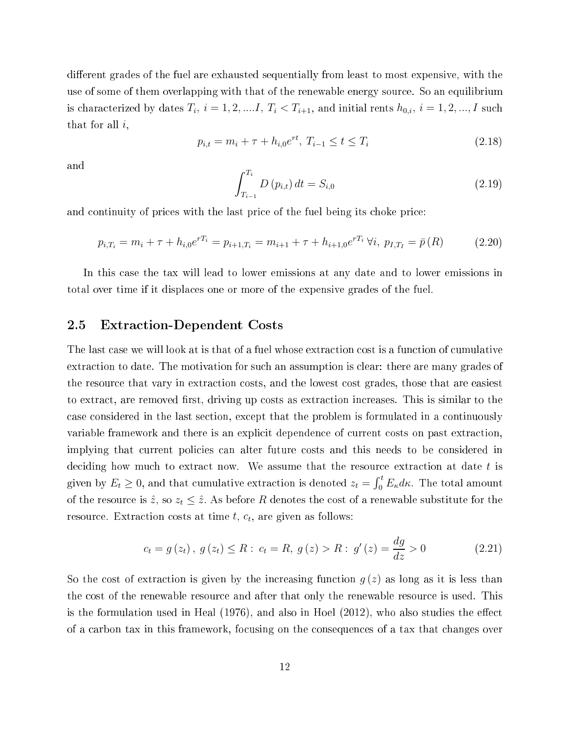different grades of the fuel are exhausted sequentially from least to most expensive, with the use of some of them overlapping with that of the renewable energy source. So an equilibrium is characterized by dates $T_i$, $i = 1, 2, ....I$, $T_i < T_{i+1}$, and initial rents $h_{0,i}$, $i = 1, 2, ..., I$ such that for all $i$,

$$p_{i,t} = m_i + \tau + h_{i,0}e^{rt},\ T_{i-1} \leq t \leq T_i \tag{2.18}$$

and

$$\int_{T_{i-1}}^{T_i} D\left(p_{i,t}\right) dt = S_{i,0} \tag{2.19}$$

and continuity of prices with the last price of the fuel being its choke price:

$$p_{i,T_i} = m_i + \tau + h_{i,0}e^{rT_i} = p_{i+1,T_i} = m_{i+1} + \tau + h_{i+1,0}e^{rT_i}\ \forall i,\ p_{I,T_I} = \bar{p}\left(R\right) \tag{2.20}$$

In this case the tax will lead to lower emissions at any date and to lower emissions in total over time if it displaces one or more of the expensive grades of the fuel.

## 2.5 Extraction-Dependent Costs

The last case we will look at is that of a fuel whose extraction cost is a function of cumulative extraction to date. The motivation for such an assumption is clear: there are many grades of the resource that vary in extraction costs, and the lowest cost grades, those that are easiest to extract, are removed first, driving up costs as extraction increases. This is similar to the case considered in the last section, except that the problem is formulated in a continuously variable framework and there is an explicit dependence of current costs on past extraction, implying that current policies can alter future costs and this needs to be considered in deciding how much to extract now. We assume that the resource extraction at date $t$ is given by $E_t \geq 0$, and that cumulative extraction is denoted $z_t = \int_0^t E_\kappa d\kappa$. The total amount of the resource is $\hat{z}$, so $z_t \leq \hat{z}$. As before $R$ denotes the cost of a renewable substitute for the resource. Extraction costs at time $t$, $c_t$, are given as follows:

$$c_t = g\left(z_t\right),\ g\left(z_t\right) \leq R:\ c_t = R,\ g\left(z\right) > R:\ g'\left(z\right) = \frac{dg}{dz} > 0 \tag{2.21}$$

So the cost of extraction is given by the increasing function $g\left(z\right)$ as long as it is less than the cost of the renewable resource and after that only the renewable resource is used. This is the formulation used in Heal (1976), and also in Hoel (2012), who also studies the effect of a carbon tax in this framework, focusing on the consequences of a tax that changes over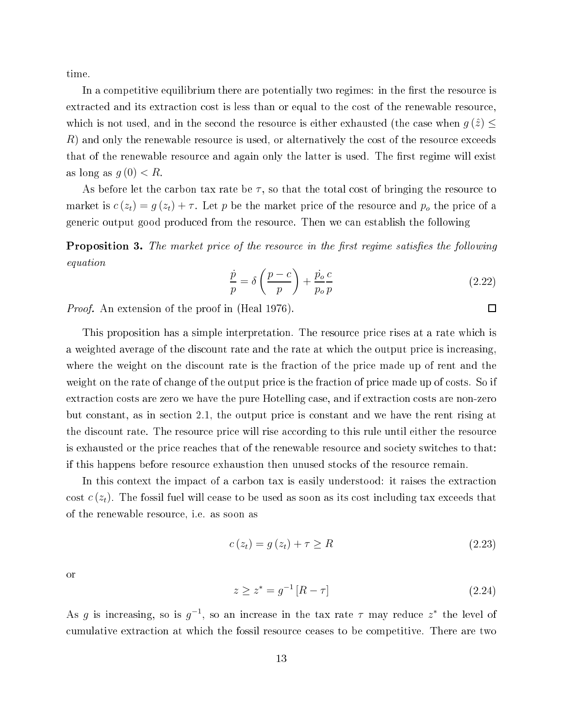time.

In a competitive equilibrium there are potentially two regimes: in the first the resource is extracted and its extraction cost is less than or equal to the cost of the renewable resource, which is not used, and in the second the resource is either exhausted (the case when $g(\hat{z}) \leq R$) and only the renewable resource is used, or alternatively the cost of the resource exceeds that of the renewable resource and again only the latter is used. The first regime will exist as long as $g(0) < R$.

As before let the carbon tax rate be $\tau$, so that the total cost of bringing the resource to market is $c(z_t) = g(z_t) + \tau$. Let $p$ be the market price of the resource and $p_o$ the price of a generic output good produced from the resource. Then we can establish the following

**Proposition 3.** *The market price of the resource in the first regime satisfies the following equation*

$$\frac{\dot{p}}{p} = \delta\left(\frac{p-c}{p}\right) + \frac{\dot{p_o}}{p_o}\frac{c}{p} \tag{2.22}$$

*Proof.* An extension of the proof in (Heal 1976). □

This proposition has a simple interpretation. The resource price rises at a rate which is a weighted average of the discount rate and the rate at which the output price is increasing, where the weight on the discount rate is the fraction of the price made up of rent and the weight on the rate of change of the output price is the fraction of price made up of costs. So if extraction costs are zero we have the pure Hotelling case, and if extraction costs are non-zero but constant, as in section 2.1, the output price is constant and we have the rent rising at the discount rate. The resource price will rise according to this rule until either the resource is exhausted or the price reaches that of the renewable resource and society switches to that: if this happens before resource exhaustion then unused stocks of the resource remain.

In this context the impact of a carbon tax is easily understood: it raises the extraction cost $c(z_t)$. The fossil fuel will cease to be used as soon as its cost including tax exceeds that of the renewable resource, i.e. as soon as

$$c(z_t) = g(z_t) + \tau \geq R \tag{2.23}$$

or

$$z \geq z^* = g^{-1}[R - \tau] \tag{2.24}$$

As $g$ is increasing, so is $g^{-1}$, so an increase in the tax rate $\tau$ may reduce $z^*$ the level of cumulative extraction at which the fossil resource ceases to be competitive. There are two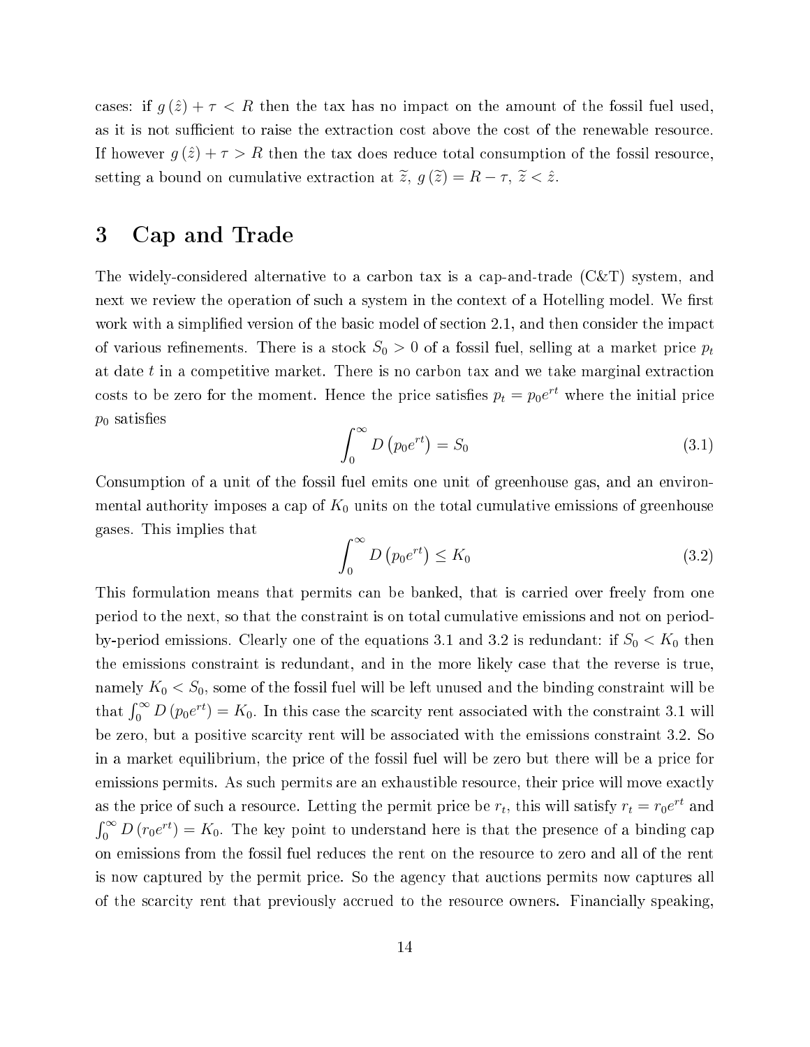cases: if $g(\hat{z}) + \tau < R$ then the tax has no impact on the amount of the fossil fuel used, as it is not sufficient to raise the extraction cost above the cost of the renewable resource. If however $g(\hat{z}) + \tau > R$ then the tax does reduce total consumption of the fossil resource, setting a bound on cumulative extraction at $\widetilde{z}$, $g(\widetilde{z}) = R - \tau$, $\widetilde{z} < \hat{z}$.

# 3 Cap and Trade

The widely-considered alternative to a carbon tax is a cap-and-trade (C&T) system, and next we review the operation of such a system in the context of a Hotelling model. We first work with a simplified version of the basic model of section 2.1, and then consider the impact of various refinements. There is a stock $S_0 > 0$ of a fossil fuel, selling at a market price $p_t$ at date $t$ in a competitive market. There is no carbon tax and we take marginal extraction costs to be zero for the moment. Hence the price satisfies $p_t = p_0 e^{rt}$ where the initial price $p_0$ satisfies

$$\int_0^\infty D\left(p_0 e^{rt}\right) = S_0 \tag{3.1}$$

Consumption of a unit of the fossil fuel emits one unit of greenhouse gas, and an environmental authority imposes a cap of $K_0$ units on the total cumulative emissions of greenhouse gases. This implies that

$$\int_0^\infty D\left(p_0 e^{rt}\right) \leq K_0 \tag{3.2}$$

This formulation means that permits can be banked, that is carried over freely from one period to the next, so that the constraint is on total cumulative emissions and not on period-by-period emissions. Clearly one of the equations 3.1 and 3.2 is redundant: if $S_0 < K_0$ then the emissions constraint is redundant, and in the more likely case that the reverse is true, namely $K_0 < S_0$, some of the fossil fuel will be left unused and the binding constraint will be that $\int_0^\infty D\left(p_0 e^{rt}\right) = K_0$. In this case the scarcity rent associated with the constraint 3.1 will be zero, but a positive scarcity rent will be associated with the emissions constraint 3.2. So in a market equilibrium, the price of the fossil fuel will be zero but there will be a price for emissions permits. As such permits are an exhaustible resource, their price will move exactly as the price of such a resource. Letting the permit price be $r_t$, this will satisfy $r_t = r_0 e^{rt}$ and $\int_0^\infty D\left(r_0 e^{rt}\right) = K_0$. The key point to understand here is that the presence of a binding cap on emissions from the fossil fuel reduces the rent on the resource to zero and all of the rent is now captured by the permit price. So the agency that auctions permits now captures all of the scarcity rent that previously accrued to the resource owners. Financially speaking,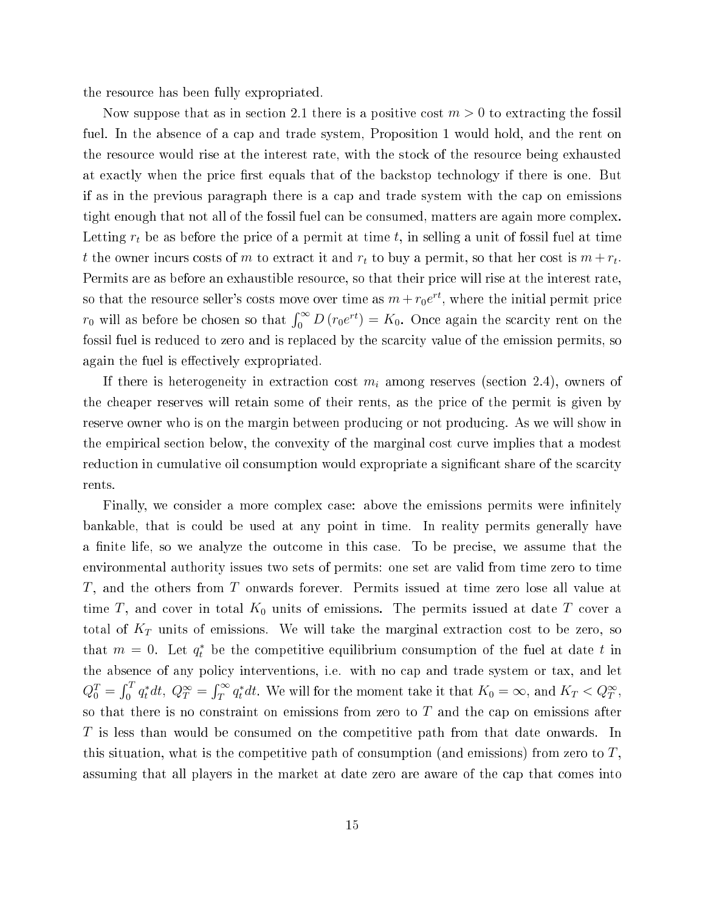the resource has been fully expropriated.

Now suppose that as in section 2.1 there is a positive cost $m > 0$ to extracting the fossil fuel. In the absence of a cap and trade system, Proposition 1 would hold, and the rent on the resource would rise at the interest rate, with the stock of the resource being exhausted at exactly when the price first equals that of the backstop technology if there is one. But if as in the previous paragraph there is a cap and trade system with the cap on emissions tight enough that not all of the fossil fuel can be consumed, matters are again more complex. Letting $r_t$ be as before the price of a permit at time $t$, in selling a unit of fossil fuel at time $t$ the owner incurs costs of $m$ to extract it and $r_t$ to buy a permit, so that her cost is $m + r_t$. Permits are as before an exhaustible resource, so that their price will rise at the interest rate, so that the resource seller's costs move over time as $m + r_0 e^{rt}$, where the initial permit price $r_0$ will as before be chosen so that $\int_0^\infty D\left(r_0 e^{rt}\right) = K_0$. Once again the scarcity rent on the fossil fuel is reduced to zero and is replaced by the scarcity value of the emission permits, so again the fuel is effectively expropriated.

If there is heterogeneity in extraction cost $m_i$ among reserves (section 2.4), owners of the cheaper reserves will retain some of their rents, as the price of the permit is given by reserve owner who is on the margin between producing or not producing. As we will show in the empirical section below, the convexity of the marginal cost curve implies that a modest reduction in cumulative oil consumption would expropriate a significant share of the scarcity rents.

Finally, we consider a more complex case: above the emissions permits were infinitely bankable, that is could be used at any point in time. In reality permits generally have a finite life, so we analyze the outcome in this case. To be precise, we assume that the environmental authority issues two sets of permits: one set are valid from time zero to time $T$, and the others from $T$ onwards forever. Permits issued at time zero lose all value at time $T$, and cover in total $K_0$ units of emissions. The permits issued at date $T$ cover a total of $K_T$ units of emissions. We will take the marginal extraction cost to be zero, so that $m = 0$. Let $q_t^*$ be the competitive equilibrium consumption of the fuel at date $t$ in the absence of any policy interventions, i.e. with no cap and trade system or tax, and let $Q_0^T = \int_0^T q_t^* dt$, $Q_T^\infty = \int_T^\infty q_t^* dt$. We will for the moment take it that $K_0 = \infty$, and $K_T < Q_T^\infty$, so that there is no constraint on emissions from zero to $T$ and the cap on emissions after $T$ is less than would be consumed on the competitive path from that date onwards. In this situation, what is the competitive path of consumption (and emissions) from zero to $T$, assuming that all players in the market at date zero are aware of the cap that comes into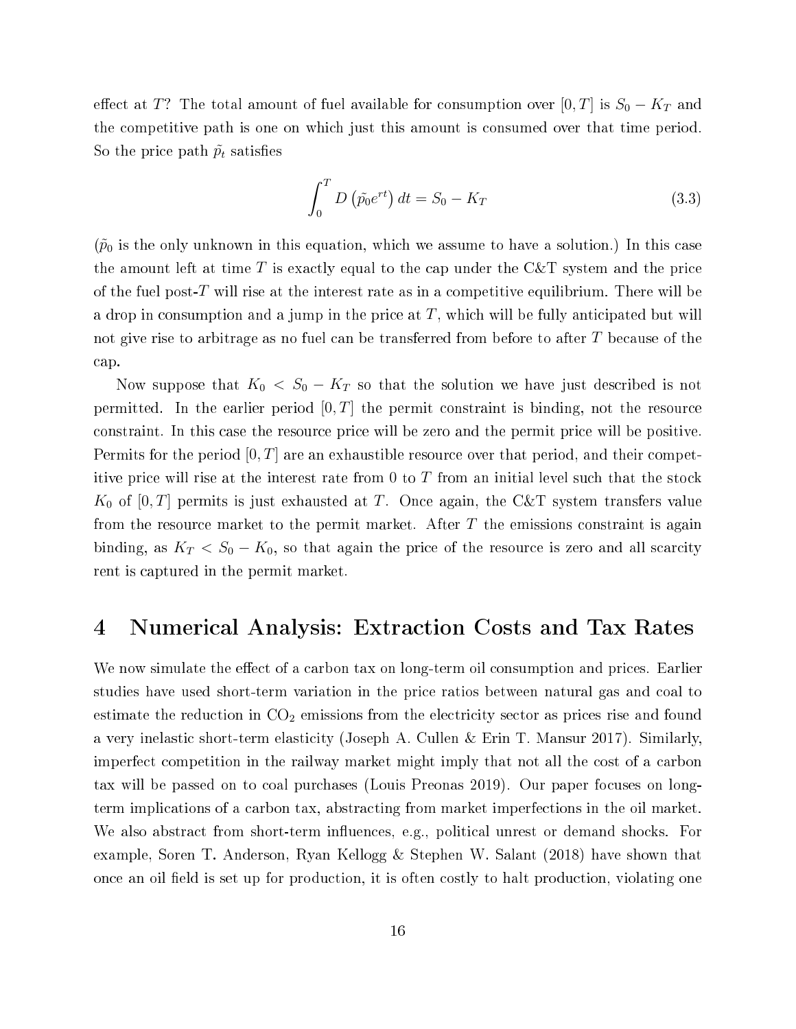effect at $T$? The total amount of fuel available for consumption over $[0, T]$ is $S_0 - K_T$ and the competitive path is one on which just this amount is consumed over that time period. So the price path $\tilde{p}_t$ satisfies

$$\int_0^T D\left(\tilde{p}_0 e^{rt}\right) dt = S_0 - K_T \tag{3.3}$$

($\tilde{p}_0$ is the only unknown in this equation, which we assume to have a solution.) In this case the amount left at time $T$ is exactly equal to the cap under the C&T system and the price of the fuel post-$T$ will rise at the interest rate as in a competitive equilibrium. There will be a drop in consumption and a jump in the price at $T$, which will be fully anticipated but will not give rise to arbitrage as no fuel can be transferred from before to after $T$ because of the cap.

Now suppose that $K_0 < S_0 - K_T$ so that the solution we have just described is not permitted. In the earlier period $[0, T]$ the permit constraint is binding, not the resource constraint. In this case the resource price will be zero and the permit price will be positive. Permits for the period $[0, T]$ are an exhaustible resource over that period, and their competitive price will rise at the interest rate from 0 to $T$ from an initial level such that the stock $K_0$ of $[0, T]$ permits is just exhausted at $T$. Once again, the C&T system transfers value from the resource market to the permit market. After $T$ the emissions constraint is again binding, as $K_T < S_0 - K_0$, so that again the price of the resource is zero and all scarcity rent is captured in the permit market.

# 4 Numerical Analysis: Extraction Costs and Tax Rates

We now simulate the effect of a carbon tax on long-term oil consumption and prices. Earlier studies have used short-term variation in the price ratios between natural gas and coal to estimate the reduction in $CO_2$ emissions from the electricity sector as prices rise and found a very inelastic short-term elasticity (Joseph A. Cullen & Erin T. Mansur 2017). Similarly, imperfect competition in the railway market might imply that not all the cost of a carbon tax will be passed on to coal purchases (Louis Preonas 2019). Our paper focuses on long-term implications of a carbon tax, abstracting from market imperfections in the oil market. We also abstract from short-term influences, e.g., political unrest or demand shocks. For example, Soren T. Anderson, Ryan Kellogg & Stephen W. Salant (2018) have shown that once an oil field is set up for production, it is often costly to halt production, violating one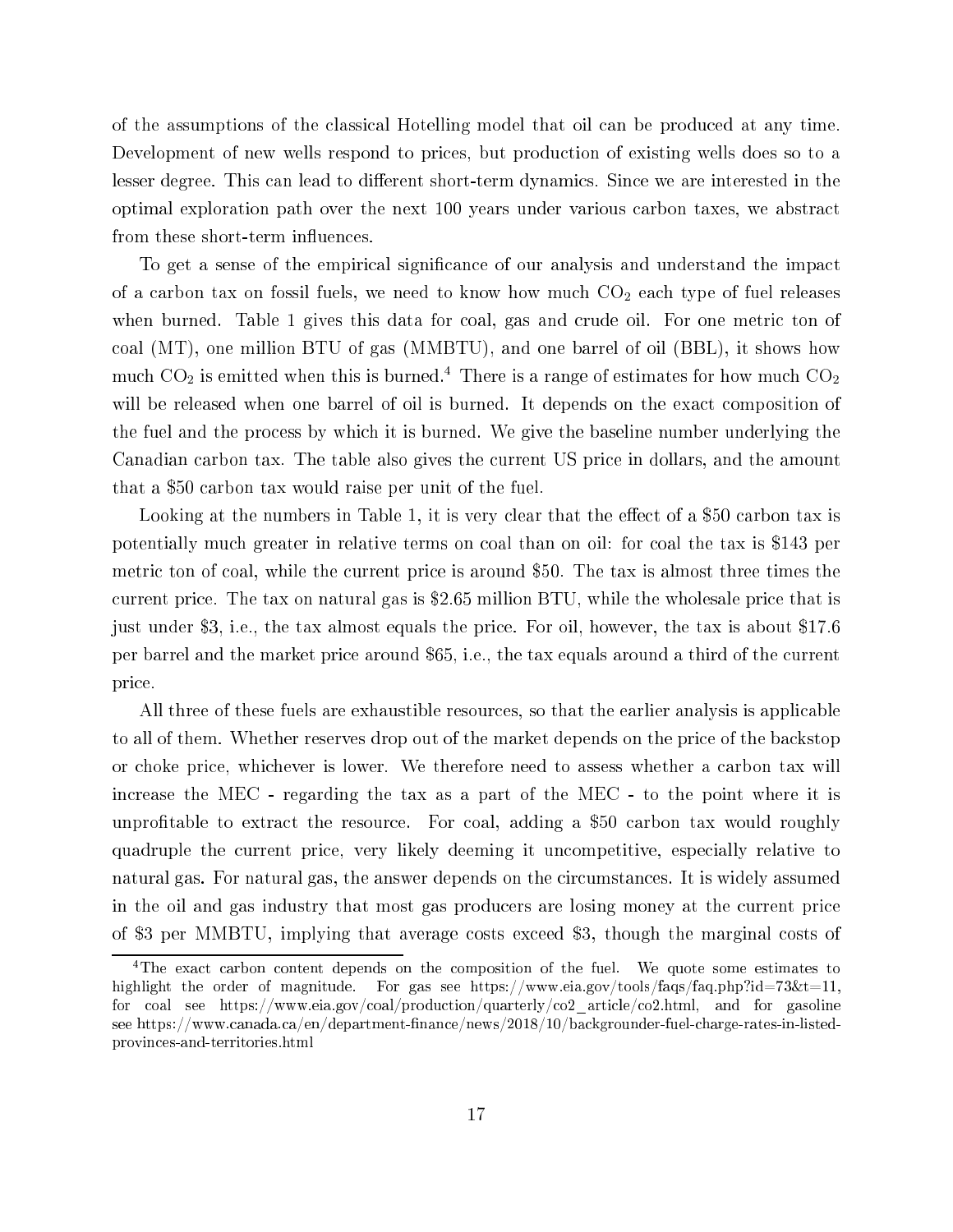of the assumptions of the classical Hotelling model that oil can be produced at any time. Development of new wells respond to prices, but production of existing wells does so to a lesser degree. This can lead to different short-term dynamics. Since we are interested in the optimal exploration path over the next 100 years under various carbon taxes, we abstract from these short-term influences.

To get a sense of the empirical significance of our analysis and understand the impact of a carbon tax on fossil fuels, we need to know how much $CO_2$ each type of fuel releases when burned. Table 1 gives this data for coal, gas and crude oil. For one metric ton of coal (MT), one million BTU of gas (MMBTU), and one barrel of oil (BBL), it shows how much $CO_2$ is emitted when this is burned.[4] There is a range of estimates for how much $CO_2$ will be released when one barrel of oil is burned. It depends on the exact composition of the fuel and the process by which it is burned. We give the baseline number underlying the Canadian carbon tax. The table also gives the current US price in dollars, and the amount that a $50 carbon tax would raise per unit of the fuel.

Looking at the numbers in Table 1, it is very clear that the effect of a $50 carbon tax is potentially much greater in relative terms on coal than on oil: for coal the tax is $143 per metric ton of coal, while the current price is around $50. The tax is almost three times the current price. The tax on natural gas is $2.65 million BTU, while the wholesale price that is just under $3, i.e., the tax almost equals the price. For oil, however, the tax is about $17.6 per barrel and the market price around $65, i.e., the tax equals around a third of the current price.

All three of these fuels are exhaustible resources, so that the earlier analysis is applicable to all of them. Whether reserves drop out of the market depends on the price of the backstop or choke price, whichever is lower. We therefore need to assess whether a carbon tax will increase the MEC - regarding the tax as a part of the MEC - to the point where it is unprofitable to extract the resource. For coal, adding a $50 carbon tax would roughly quadruple the current price, very likely deeming it uncompetitive, especially relative to natural gas. For natural gas, the answer depends on the circumstances. It is widely assumed in the oil and gas industry that most gas producers are losing money at the current price of $3 per MMBTU, implying that average costs exceed $3, though the marginal costs of

[4] The exact carbon content depends on the composition of the fuel. We quote some estimates to highlight the order of magnitude. For gas see https://www.eia.gov/tools/faqs/faq.php?id=73&t=11, for coal see https://www.eia.gov/coal/production/quarterly/co2_article/co2.html, and for gasoline see https://www.canada.ca/en/department-finance/news/2018/10/backgrounder-fuel-charge-rates-in-listed-provinces-and-territories.html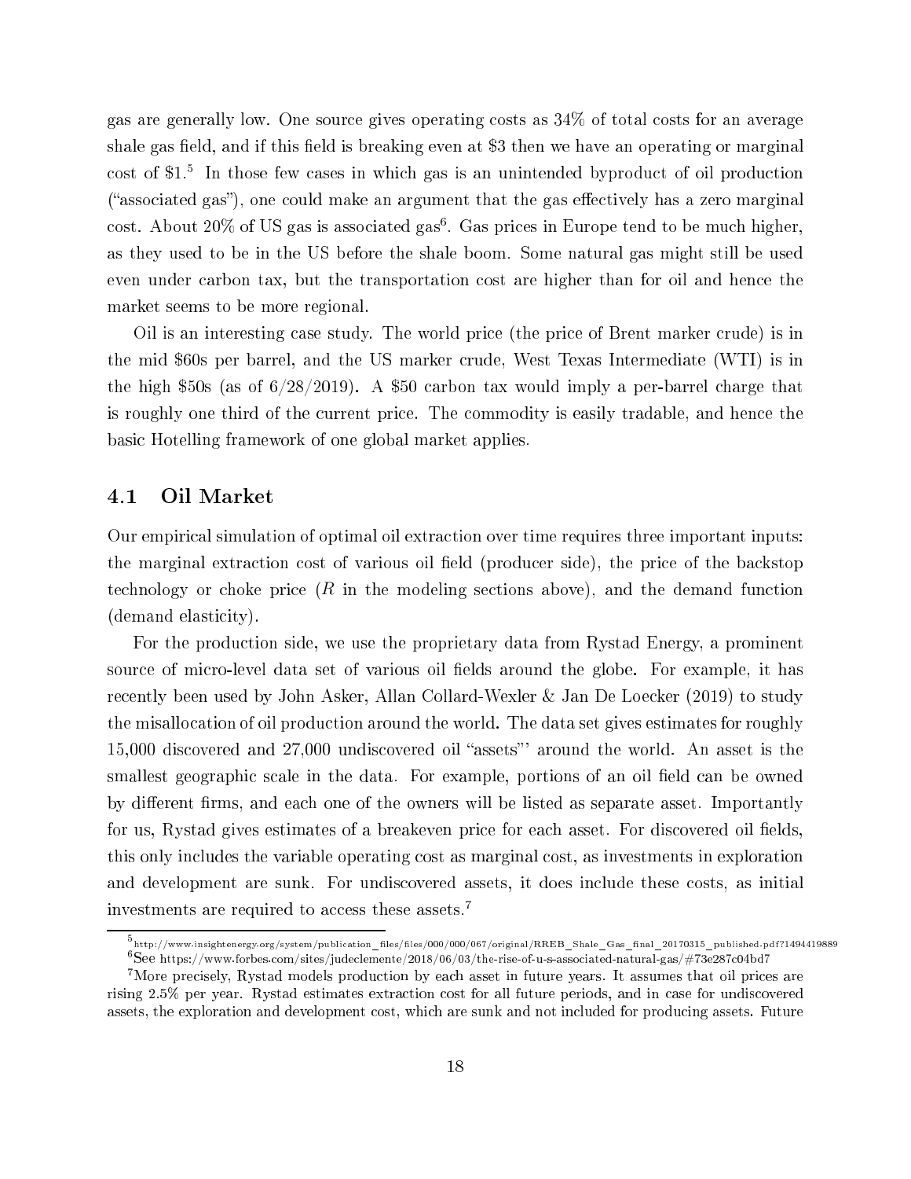gas are generally low. One source gives operating costs as 34% of total costs for an average shale gas field, and if this field is breaking even at $3 then we have an operating or marginal cost of $1.[5] In those few cases in which gas is an unintended byproduct of oil production ("associated gas"), one could make an argument that the gas effectively has a zero marginal cost. About 20% of US gas is associated gas[6]. Gas prices in Europe tend to be much higher, as they used to be in the US before the shale boom. Some natural gas might still be used even under carbon tax, but the transportation cost are higher than for oil and hence the market seems to be more regional.

Oil is an interesting case study. The world price (the price of Brent marker crude) is in the mid $60s per barrel, and the US marker crude, West Texas Intermediate (WTI) is in the high $50s (as of 6/28/2019). A $50 carbon tax would imply a per-barrel charge that is roughly one third of the current price. The commodity is easily tradable, and hence the basic Hotelling framework of one global market applies.

## 4.1 Oil Market

Our empirical simulation of optimal oil extraction over time requires three important inputs: the marginal extraction cost of various oil field (producer side), the price of the backstop technology or choke price ($R$ in the modeling sections above), and the demand function (demand elasticity).

For the production side, we use the proprietary data from Rystad Energy, a prominent source of micro-level data set of various oil fields around the globe. For example, it has recently been used by John Asker, Allan Collard-Wexler & Jan De Loecker (2019) to study the misallocation of oil production around the world. The data set gives estimates for roughly 15,000 discovered and 27,000 undiscovered oil "assets"' around the world. An asset is the smallest geographic scale in the data. For example, portions of an oil field can be owned by different firms, and each one of the owners will be listed as separate asset. Importantly for us, Rystad gives estimates of a breakeven price for each asset. For discovered oil fields, this only includes the variable operating cost as marginal cost, as investments in exploration and development are sunk. For undiscovered assets, it does include these costs, as initial investments are required to access these assets.[7]

[5] http://www.insightenergy.org/system/publication_files/files/000/000/067/original/RREB_Shale_Gas_final_20170315_published.pdf?1494419889

[6] See https://www.forbes.com/sites/judeclemente/2018/06/03/the-rise-of-u-s-associated-natural-gas/#73e287c04bd7

[7] More precisely, Rystad models production by each asset in future years. It assumes that oil prices are rising 2.5% per year. Rystad estimates extraction cost for all future periods, and in case for undiscovered assets, the exploration and development cost, which are sunk and not included for producing assets. Future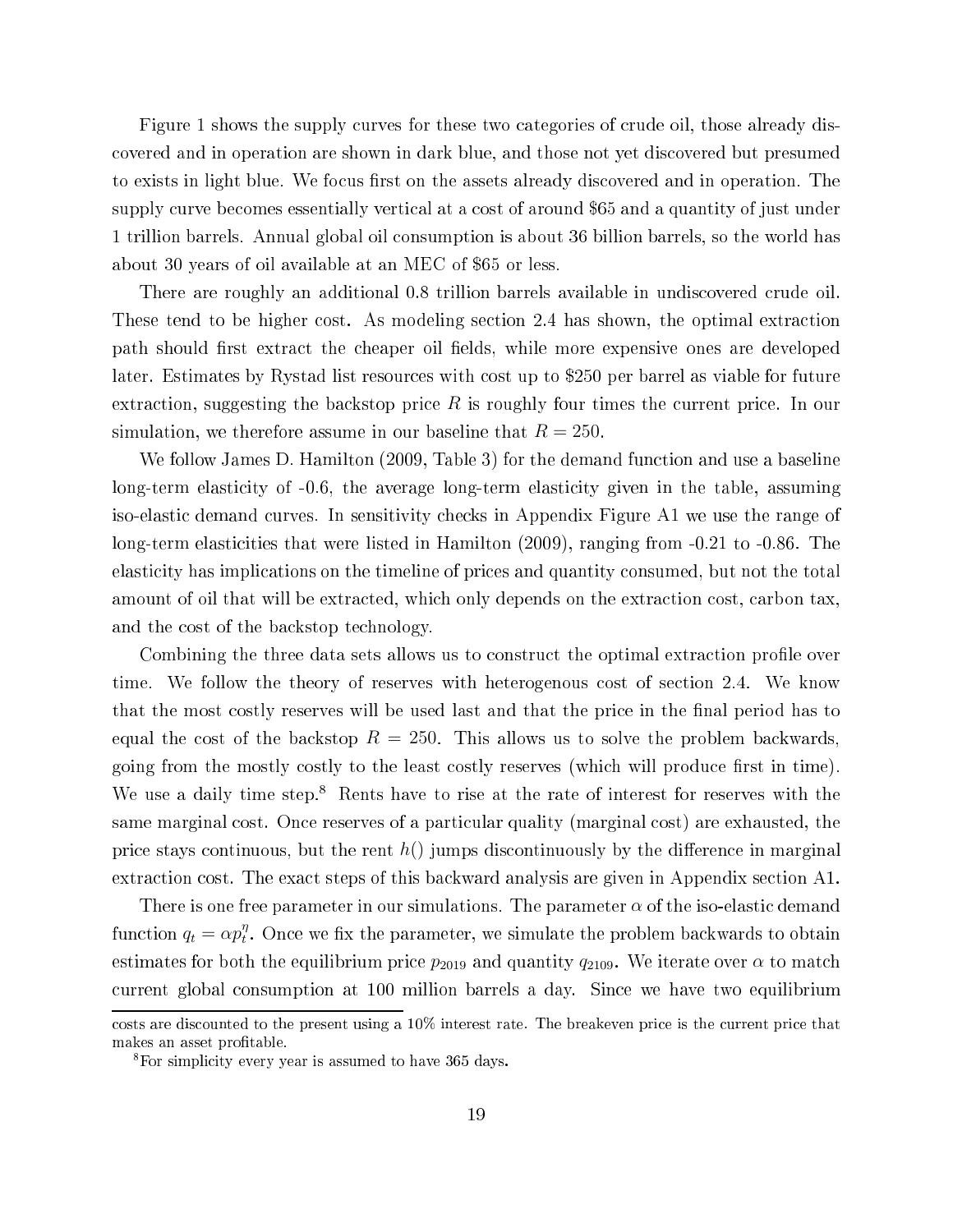Figure 1 shows the supply curves for these two categories of crude oil, those already discovered and in operation are shown in dark blue, and those not yet discovered but presumed to exists in light blue. We focus first on the assets already discovered and in operation. The supply curve becomes essentially vertical at a cost of around \$65 and a quantity of just under 1 trillion barrels. Annual global oil consumption is about 36 billion barrels, so the world has about 30 years of oil available at an MEC of \$65 or less.

There are roughly an additional 0.8 trillion barrels available in undiscovered crude oil. These tend to be higher cost. As modeling section 2.4 has shown, the optimal extraction path should first extract the cheaper oil fields, while more expensive ones are developed later. Estimates by Rystad list resources with cost up to \$250 per barrel as viable for future extraction, suggesting the backstop price $R$ is roughly four times the current price. In our simulation, we therefore assume in our baseline that $R = 250$.

We follow James D. Hamilton (2009, Table 3) for the demand function and use a baseline long-term elasticity of -0.6, the average long-term elasticity given in the table, assuming iso-elastic demand curves. In sensitivity checks in Appendix Figure A1 we use the range of long-term elasticities that were listed in Hamilton (2009), ranging from -0.21 to -0.86. The elasticity has implications on the timeline of prices and quantity consumed, but not the total amount of oil that will be extracted, which only depends on the extraction cost, carbon tax, and the cost of the backstop technology.

Combining the three data sets allows us to construct the optimal extraction profile over time. We follow the theory of reserves with heterogenous cost of section 2.4. We know that the most costly reserves will be used last and that the price in the final period has to equal the cost of the backstop $R = 250$. This allows us to solve the problem backwards, going from the mostly costly to the least costly reserves (which will produce first in time). We use a daily time step.[8] Rents have to rise at the rate of interest for reserves with the same marginal cost. Once reserves of a particular quality (marginal cost) are exhausted, the price stays continuous, but the rent $h()$ jumps discontinuously by the difference in marginal extraction cost. The exact steps of this backward analysis are given in Appendix section A1.

There is one free parameter in our simulations. The parameter $\alpha$ of the iso-elastic demand function $q_t = \alpha p_t^{\eta}$. Once we fix the parameter, we simulate the problem backwards to obtain estimates for both the equilibrium price $p_{2019}$ and quantity $q_{2109}$. We iterate over $\alpha$ to match current global consumption at 100 million barrels a day. Since we have two equilibrium

costs are discounted to the present using a 10% interest rate. The breakeven price is the current price that makes an asset profitable.

[8]For simplicity every year is assumed to have 365 days.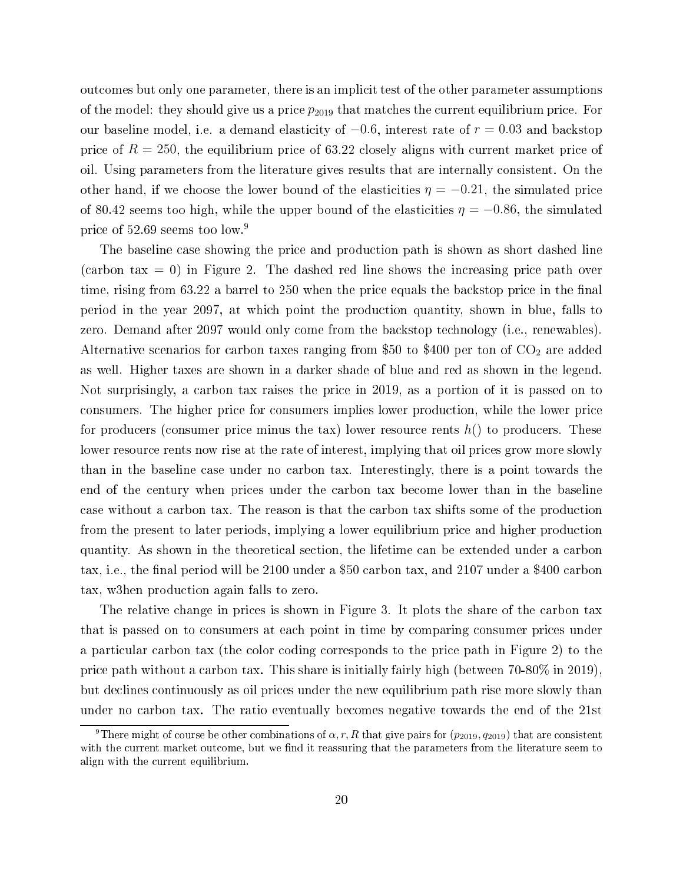outcomes but only one parameter, there is an implicit test of the other parameter assumptions of the model: they should give us a price $p_{2019}$ that matches the current equilibrium price. For our baseline model, i.e. a demand elasticity of $-0.6$, interest rate of $r = 0.03$ and backstop price of $R = 250$, the equilibrium price of 63.22 closely aligns with current market price of oil. Using parameters from the literature gives results that are internally consistent. On the other hand, if we choose the lower bound of the elasticities $\eta = -0.21$, the simulated price of 80.42 seems too high, while the upper bound of the elasticities $\eta = -0.86$, the simulated price of 52.69 seems too low.[9]

The baseline case showing the price and production path is shown as short dashed line (carbon tax = 0) in Figure 2. The dashed red line shows the increasing price path over time, rising from 63.22 a barrel to 250 when the price equals the backstop price in the final period in the year 2097, at which point the production quantity, shown in blue, falls to zero. Demand after 2097 would only come from the backstop technology (i.e., renewables). Alternative scenarios for carbon taxes ranging from \$50 to \$400 per ton of $CO_2$ are added as well. Higher taxes are shown in a darker shade of blue and red as shown in the legend. Not surprisingly, a carbon tax raises the price in 2019, as a portion of it is passed on to consumers. The higher price for consumers implies lower production, while the lower price for producers (consumer price minus the tax) lower resource rents $h()$ to producers. These lower resource rents now rise at the rate of interest, implying that oil prices grow more slowly than in the baseline case under no carbon tax. Interestingly, there is a point towards the end of the century when prices under the carbon tax become lower than in the baseline case without a carbon tax. The reason is that the carbon tax shifts some of the production from the present to later periods, implying a lower equilibrium price and higher production quantity. As shown in the theoretical section, the lifetime can be extended under a carbon tax, i.e., the final period will be 2100 under a \$50 carbon tax, and 2107 under a \$400 carbon tax, w3hen production again falls to zero.

The relative change in prices is shown in Figure 3. It plots the share of the carbon tax that is passed on to consumers at each point in time by comparing consumer prices under a particular carbon tax (the color coding corresponds to the price path in Figure 2) to the price path without a carbon tax. This share is initially fairly high (between 70-80% in 2019), but declines continuously as oil prices under the new equilibrium path rise more slowly than under no carbon tax. The ratio eventually becomes negative towards the end of the 21st

[9] There might of course be other combinations of $\alpha, r, R$ that give pairs for $(p_{2019}, q_{2019})$ that are consistent with the current market outcome, but we find it reassuring that the parameters from the literature seem to align with the current equilibrium.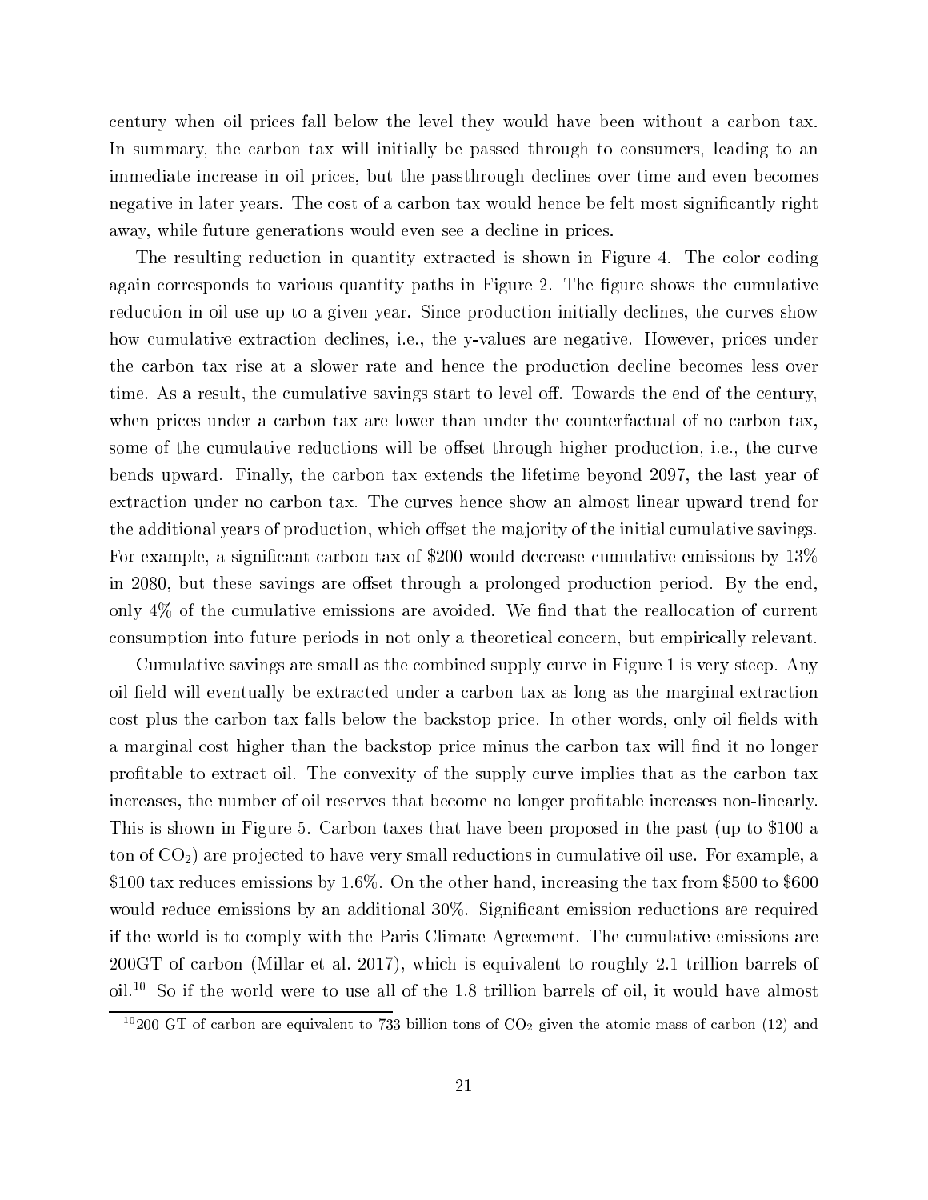century when oil prices fall below the level they would have been without a carbon tax. In summary, the carbon tax will initially be passed through to consumers, leading to an immediate increase in oil prices, but the passthrough declines over time and even becomes negative in later years. The cost of a carbon tax would hence be felt most significantly right away, while future generations would even see a decline in prices.

The resulting reduction in quantity extracted is shown in Figure 4. The color coding again corresponds to various quantity paths in Figure 2. The figure shows the cumulative reduction in oil use up to a given year. Since production initially declines, the curves show how cumulative extraction declines, i.e., the y-values are negative. However, prices under the carbon tax rise at a slower rate and hence the production decline becomes less over time. As a result, the cumulative savings start to level off. Towards the end of the century, when prices under a carbon tax are lower than under the counterfactual of no carbon tax, some of the cumulative reductions will be offset through higher production, i.e., the curve bends upward. Finally, the carbon tax extends the lifetime beyond 2097, the last year of extraction under no carbon tax. The curves hence show an almost linear upward trend for the additional years of production, which offset the majority of the initial cumulative savings. For example, a significant carbon tax of \$200 would decrease cumulative emissions by 13% in 2080, but these savings are offset through a prolonged production period. By the end, only 4% of the cumulative emissions are avoided. We find that the reallocation of current consumption into future periods in not only a theoretical concern, but empirically relevant.

Cumulative savings are small as the combined supply curve in Figure 1 is very steep. Any oil field will eventually be extracted under a carbon tax as long as the marginal extraction cost plus the carbon tax falls below the backstop price. In other words, only oil fields with a marginal cost higher than the backstop price minus the carbon tax will find it no longer profitable to extract oil. The convexity of the supply curve implies that as the carbon tax increases, the number of oil reserves that become no longer profitable increases non-linearly. This is shown in Figure 5. Carbon taxes that have been proposed in the past (up to \$100 a ton of $CO_2$) are projected to have very small reductions in cumulative oil use. For example, a \$100 tax reduces emissions by 1.6%. On the other hand, increasing the tax from \$500 to \$600 would reduce emissions by an additional 30%. Significant emission reductions are required if the world is to comply with the Paris Climate Agreement. The cumulative emissions are 200GT of carbon (Millar et al. 2017), which is equivalent to roughly 2.1 trillion barrels of oil.[10] So if the world were to use all of the 1.8 trillion barrels of oil, it would have almost

[10] 200 GT of carbon are equivalent to 733 billion tons of $CO_2$ given the atomic mass of carbon (12) and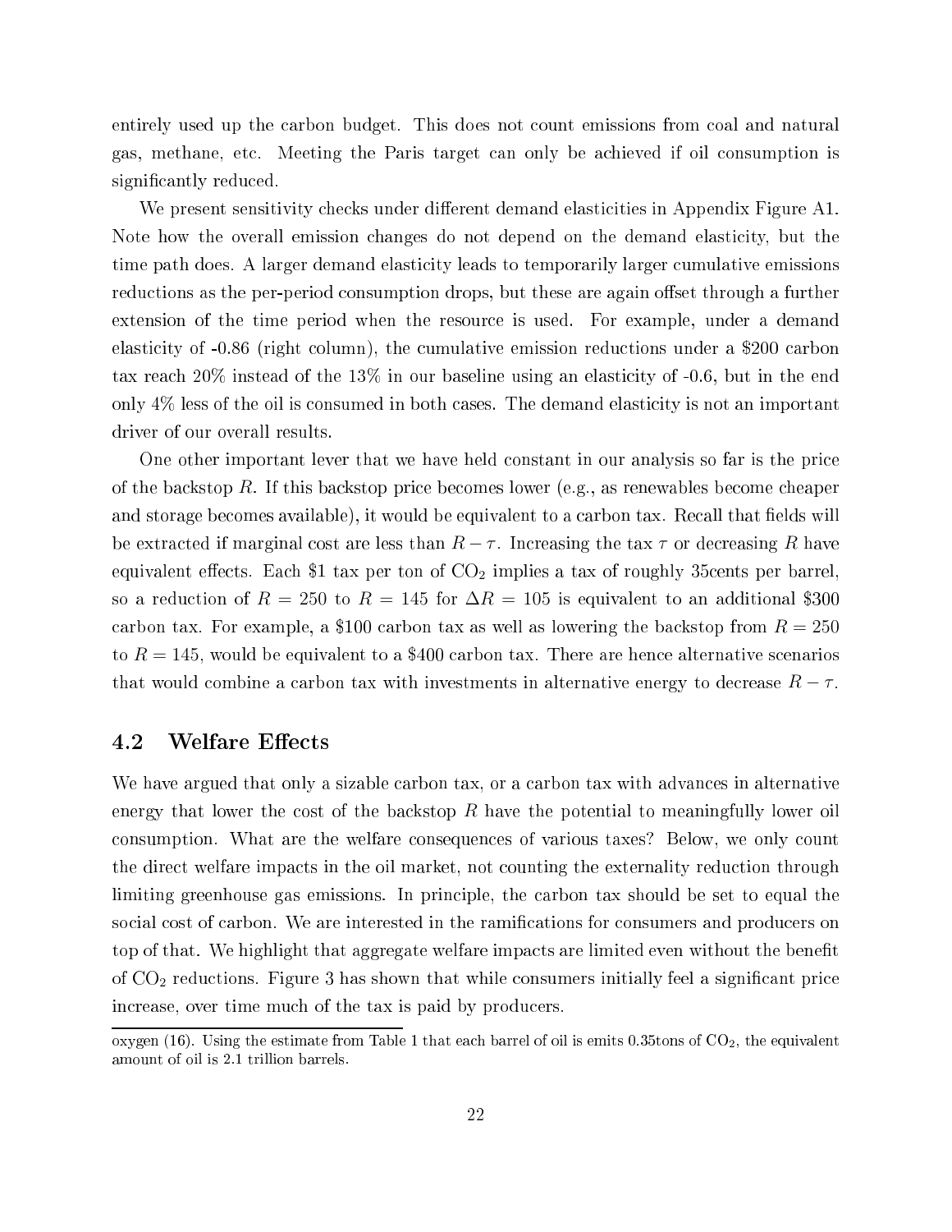entirely used up the carbon budget. This does not count emissions from coal and natural gas, methane, etc. Meeting the Paris target can only be achieved if oil consumption is significantly reduced.

We present sensitivity checks under different demand elasticities in Appendix Figure A1. Note how the overall emission changes do not depend on the demand elasticity, but the time path does. A larger demand elasticity leads to temporarily larger cumulative emissions reductions as the per-period consumption drops, but these are again offset through a further extension of the time period when the resource is used. For example, under a demand elasticity of -0.86 (right column), the cumulative emission reductions under a $200 carbon tax reach 20% instead of the 13% in our baseline using an elasticity of -0.6, but in the end only 4% less of the oil is consumed in both cases. The demand elasticity is not an important driver of our overall results.

One other important lever that we have held constant in our analysis so far is the price of the backstop $R$. If this backstop price becomes lower (e.g., as renewables become cheaper and storage becomes available), it would be equivalent to a carbon tax. Recall that fields will be extracted if marginal cost are less than $R - \tau$. Increasing the tax $\tau$ or decreasing $R$ have equivalent effects. Each $1 tax per ton of $CO_2$ implies a tax of roughly 35cents per barrel, so a reduction of $R = 250$ to $R = 145$ for $\Delta R = 105$ is equivalent to an additional $300 carbon tax. For example, a $100 carbon tax as well as lowering the backstop from $R = 250$ to $R = 145$, would be equivalent to a $400 carbon tax. There are hence alternative scenarios that would combine a carbon tax with investments in alternative energy to decrease $R - \tau$.

## 4.2 Welfare Effects

We have argued that only a sizable carbon tax, or a carbon tax with advances in alternative energy that lower the cost of the backstop $R$ have the potential to meaningfully lower oil consumption. What are the welfare consequences of various taxes? Below, we only count the direct welfare impacts in the oil market, not counting the externality reduction through limiting greenhouse gas emissions. In principle, the carbon tax should be set to equal the social cost of carbon. We are interested in the ramifications for consumers and producers on top of that. We highlight that aggregate welfare impacts are limited even without the benefit of $CO_2$ reductions. Figure 3 has shown that while consumers initially feel a significant price increase, over time much of the tax is paid by producers.

---

oxygen (16). Using the estimate from Table 1 that each barrel of oil is emits 0.35tons of $CO_2$, the equivalent amount of oil is 2.1 trillion barrels.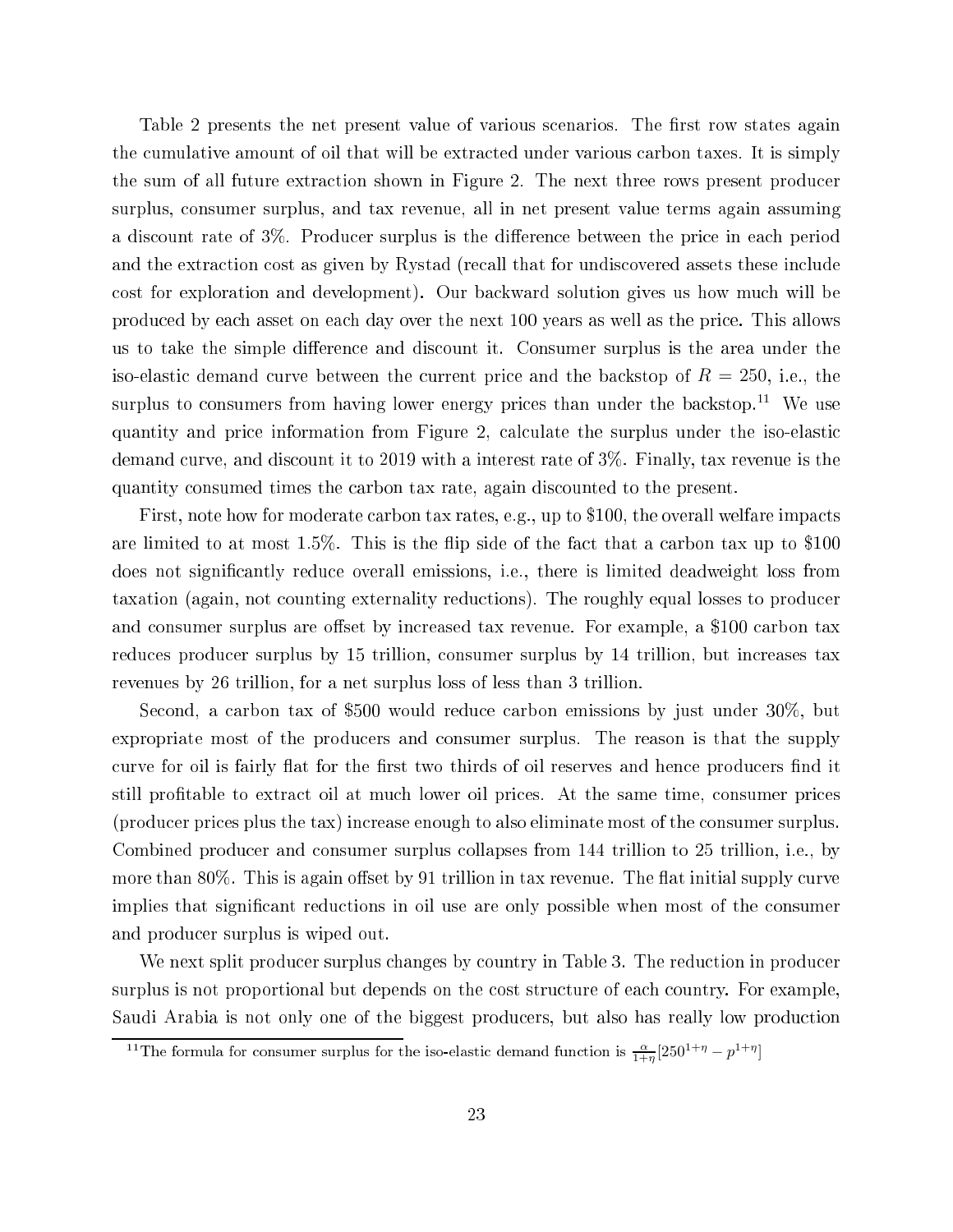Table 2 presents the net present value of various scenarios. The first row states again the cumulative amount of oil that will be extracted under various carbon taxes. It is simply the sum of all future extraction shown in Figure 2. The next three rows present producer surplus, consumer surplus, and tax revenue, all in net present value terms again assuming a discount rate of 3%. Producer surplus is the difference between the price in each period and the extraction cost as given by Rystad (recall that for undiscovered assets these include cost for exploration and development). Our backward solution gives us how much will be produced by each asset on each day over the next 100 years as well as the price. This allows us to take the simple difference and discount it. Consumer surplus is the area under the iso-elastic demand curve between the current price and the backstop of $R = 250$, i.e., the surplus to consumers from having lower energy prices than under the backstop.[11] We use quantity and price information from Figure 2, calculate the surplus under the iso-elastic demand curve, and discount it to 2019 with a interest rate of 3%. Finally, tax revenue is the quantity consumed times the carbon tax rate, again discounted to the present.

First, note how for moderate carbon tax rates, e.g., up to \$100, the overall welfare impacts are limited to at most 1.5%. This is the flip side of the fact that a carbon tax up to \$100 does not significantly reduce overall emissions, i.e., there is limited deadweight loss from taxation (again, not counting externality reductions). The roughly equal losses to producer and consumer surplus are offset by increased tax revenue. For example, a \$100 carbon tax reduces producer surplus by 15 trillion, consumer surplus by 14 trillion, but increases tax revenues by 26 trillion, for a net surplus loss of less than 3 trillion.

Second, a carbon tax of \$500 would reduce carbon emissions by just under 30%, but expropriate most of the producers and consumer surplus. The reason is that the supply curve for oil is fairly flat for the first two thirds of oil reserves and hence producers find it still profitable to extract oil at much lower oil prices. At the same time, consumer prices (producer prices plus the tax) increase enough to also eliminate most of the consumer surplus. Combined producer and consumer surplus collapses from 144 trillion to 25 trillion, i.e., by more than 80%. This is again offset by 91 trillion in tax revenue. The flat initial supply curve implies that significant reductions in oil use are only possible when most of the consumer and producer surplus is wiped out.

We next split producer surplus changes by country in Table 3. The reduction in producer surplus is not proportional but depends on the cost structure of each country. For example, Saudi Arabia is not only one of the biggest producers, but also has really low production

[11] The formula for consumer surplus for the iso-elastic demand function is $\frac{\alpha}{1+\eta}[250^{1+\eta} - p^{1+\eta}]$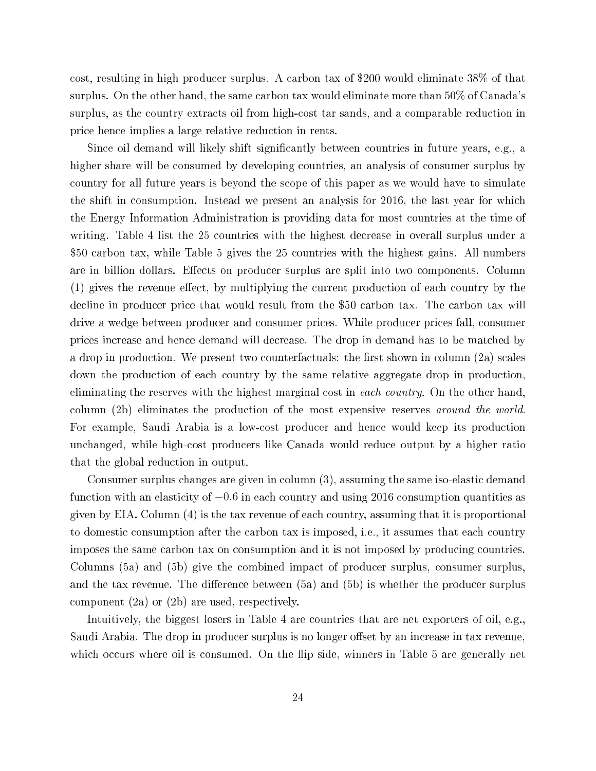cost, resulting in high producer surplus. A carbon tax of $200 would eliminate 38% of that surplus. On the other hand, the same carbon tax would eliminate more than 50% of Canada's surplus, as the country extracts oil from high-cost tar sands, and a comparable reduction in price hence implies a large relative reduction in rents.

Since oil demand will likely shift significantly between countries in future years, e.g., a higher share will be consumed by developing countries, an analysis of consumer surplus by country for all future years is beyond the scope of this paper as we would have to simulate the shift in consumption. Instead we present an analysis for 2016, the last year for which the Energy Information Administration is providing data for most countries at the time of writing. Table 4 list the 25 countries with the highest decrease in overall surplus under a $50 carbon tax, while Table 5 gives the 25 countries with the highest gains. All numbers are in billion dollars. Effects on producer surplus are split into two components. Column (1) gives the revenue effect, by multiplying the current production of each country by the decline in producer price that would result from the $50 carbon tax. The carbon tax will drive a wedge between producer and consumer prices. While producer prices fall, consumer prices increase and hence demand will decrease. The drop in demand has to be matched by a drop in production. We present two counterfactuals: the first shown in column (2a) scales down the production of each country by the same relative aggregate drop in production, eliminating the reserves with the highest marginal cost in *each country*. On the other hand, column (2b) eliminates the production of the most expensive reserves *around the world*. For example, Saudi Arabia is a low-cost producer and hence would keep its production unchanged, while high-cost producers like Canada would reduce output by a higher ratio that the global reduction in output.

Consumer surplus changes are given in column (3), assuming the same iso-elastic demand function with an elasticity of $-0.6$ in each country and using 2016 consumption quantities as given by EIA. Column (4) is the tax revenue of each country, assuming that it is proportional to domestic consumption after the carbon tax is imposed, i.e., it assumes that each country imposes the same carbon tax on consumption and it is not imposed by producing countries. Columns (5a) and (5b) give the combined impact of producer surplus, consumer surplus, and the tax revenue. The difference between (5a) and (5b) is whether the producer surplus component (2a) or (2b) are used, respectively.

Intuitively, the biggest losers in Table 4 are countries that are net exporters of oil, e.g., Saudi Arabia. The drop in producer surplus is no longer offset by an increase in tax revenue, which occurs where oil is consumed. On the flip side, winners in Table 5 are generally net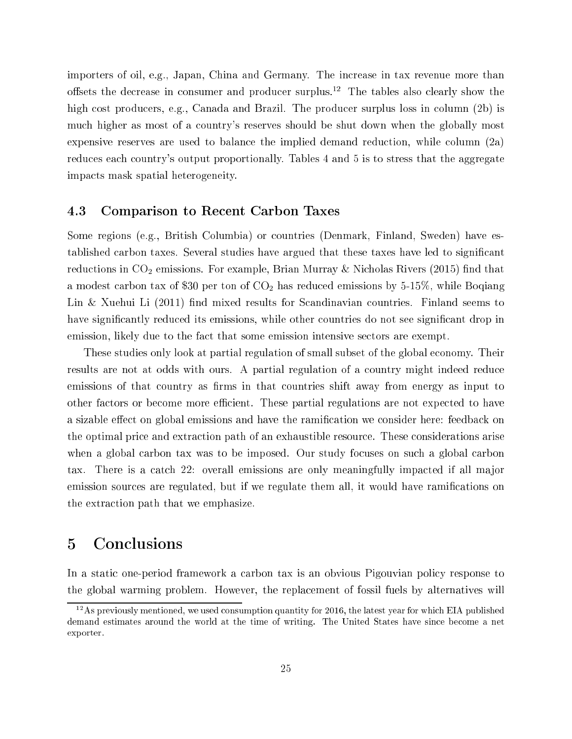importers of oil, e.g., Japan, China and Germany. The increase in tax revenue more than offsets the decrease in consumer and producer surplus.[12] The tables also clearly show the high cost producers, e.g., Canada and Brazil. The producer surplus loss in column (2b) is much higher as most of a country's reserves should be shut down when the globally most expensive reserves are used to balance the implied demand reduction, while column (2a) reduces each country's output proportionally. Tables 4 and 5 is to stress that the aggregate impacts mask spatial heterogeneity.

### 4.3 Comparison to Recent Carbon Taxes

Some regions (e.g., British Columbia) or countries (Denmark, Finland, Sweden) have established carbon taxes. Several studies have argued that these taxes have led to significant reductions in $CO_2$ emissions. For example, Brian Murray & Nicholas Rivers (2015) find that a modest carbon tax of $30 per ton of $CO_2$ has reduced emissions by 5-15%, while Boqiang Lin & Xuehui Li (2011) find mixed results for Scandinavian countries. Finland seems to have significantly reduced its emissions, while other countries do not see significant drop in emission, likely due to the fact that some emission intensive sectors are exempt.

These studies only look at partial regulation of small subset of the global economy. Their results are not at odds with ours. A partial regulation of a country might indeed reduce emissions of that country as firms in that countries shift away from energy as input to other factors or become more efficient. These partial regulations are not expected to have a sizable effect on global emissions and have the ramification we consider here: feedback on the optimal price and extraction path of an exhaustible resource. These considerations arise when a global carbon tax was to be imposed. Our study focuses on such a global carbon tax. There is a catch 22: overall emissions are only meaningfully impacted if all major emission sources are regulated, but if we regulate them all, it would have ramifications on the extraction path that we emphasize.

## 5 Conclusions

In a static one-period framework a carbon tax is an obvious Pigouvian policy response to the global warming problem. However, the replacement of fossil fuels by alternatives will

[12] As previously mentioned, we used consumption quantity for 2016, the latest year for which EIA published demand estimates around the world at the time of writing. The United States have since become a net exporter.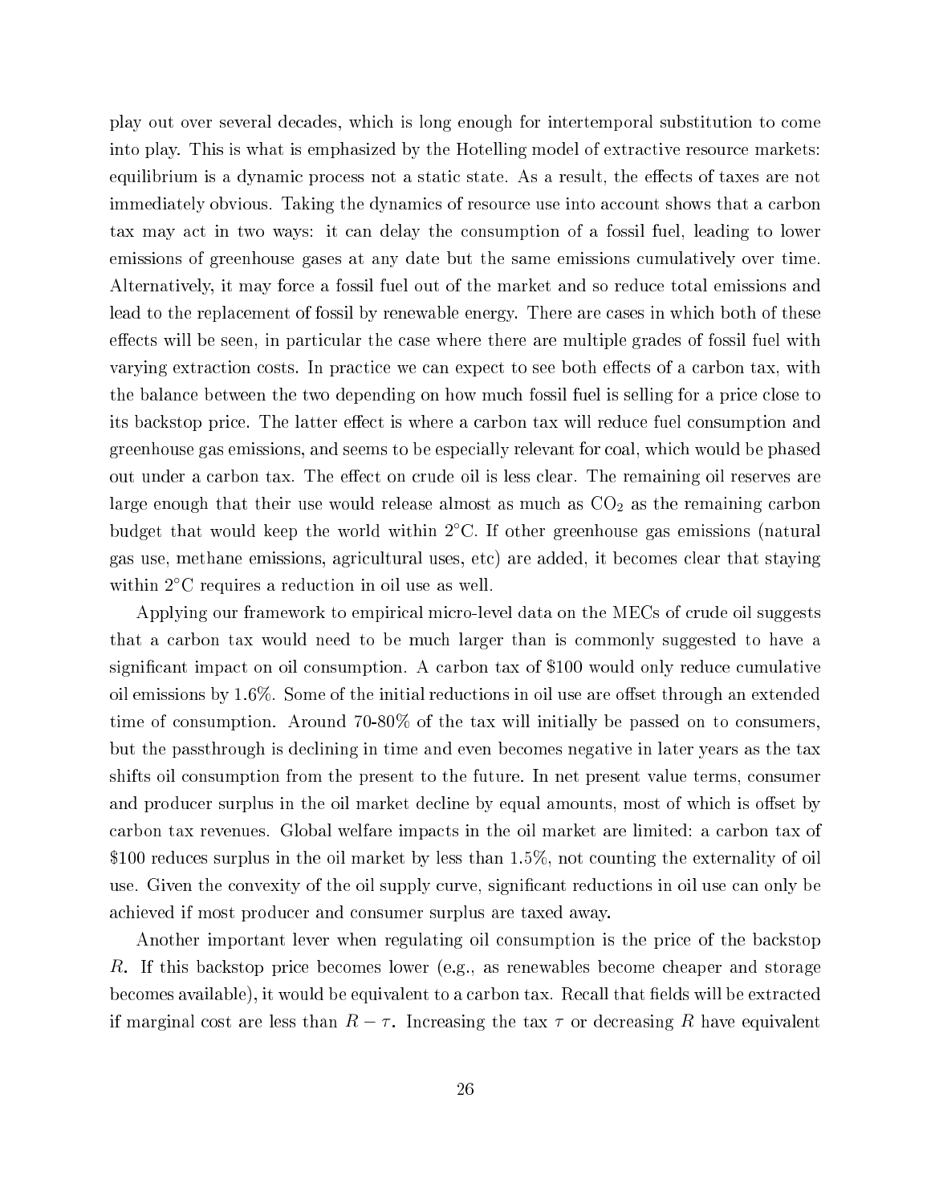play out over several decades, which is long enough for intertemporal substitution to come into play. This is what is emphasized by the Hotelling model of extractive resource markets: equilibrium is a dynamic process not a static state. As a result, the effects of taxes are not immediately obvious. Taking the dynamics of resource use into account shows that a carbon tax may act in two ways: it can delay the consumption of a fossil fuel, leading to lower emissions of greenhouse gases at any date but the same emissions cumulatively over time. Alternatively, it may force a fossil fuel out of the market and so reduce total emissions and lead to the replacement of fossil by renewable energy. There are cases in which both of these effects will be seen, in particular the case where there are multiple grades of fossil fuel with varying extraction costs. In practice we can expect to see both effects of a carbon tax, with the balance between the two depending on how much fossil fuel is selling for a price close to its backstop price. The latter effect is where a carbon tax will reduce fuel consumption and greenhouse gas emissions, and seems to be especially relevant for coal, which would be phased out under a carbon tax. The effect on crude oil is less clear. The remaining oil reserves are large enough that their use would release almost as much as $CO_2$ as the remaining carbon budget that would keep the world within 2°C. If other greenhouse gas emissions (natural gas use, methane emissions, agricultural uses, etc) are added, it becomes clear that staying within 2°C requires a reduction in oil use as well.

Applying our framework to empirical micro-level data on the MECs of crude oil suggests that a carbon tax would need to be much larger than is commonly suggested to have a significant impact on oil consumption. A carbon tax of $100 would only reduce cumulative oil emissions by 1.6%. Some of the initial reductions in oil use are offset through an extended time of consumption. Around 70-80% of the tax will initially be passed on to consumers, but the passthrough is declining in time and even becomes negative in later years as the tax shifts oil consumption from the present to the future. In net present value terms, consumer and producer surplus in the oil market decline by equal amounts, most of which is offset by carbon tax revenues. Global welfare impacts in the oil market are limited: a carbon tax of $100 reduces surplus in the oil market by less than 1.5%, not counting the externality of oil use. Given the convexity of the oil supply curve, significant reductions in oil use can only be achieved if most producer and consumer surplus are taxed away.

Another important lever when regulating oil consumption is the price of the backstop $R$. If this backstop price becomes lower (e.g., as renewables become cheaper and storage becomes available), it would be equivalent to a carbon tax. Recall that fields will be extracted if marginal cost are less than $R - \tau$. Increasing the tax $\tau$ or decreasing $R$ have equivalent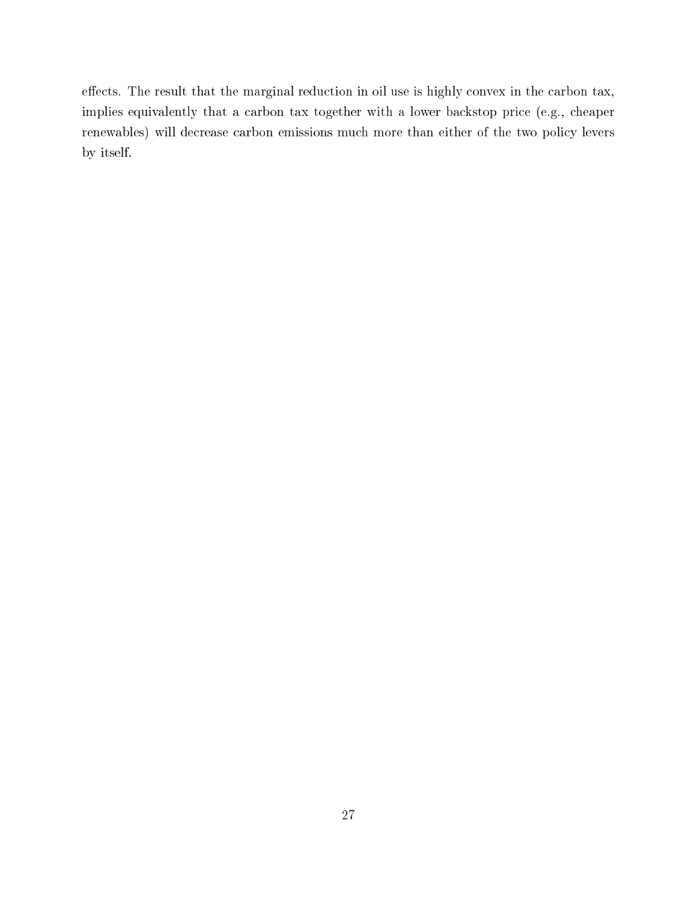effects. The result that the marginal reduction in oil use is highly convex in the carbon tax, implies equivalently that a carbon tax together with a lower backstop price (e.g., cheaper renewables) will decrease carbon emissions much more than either of the two policy levers by itself.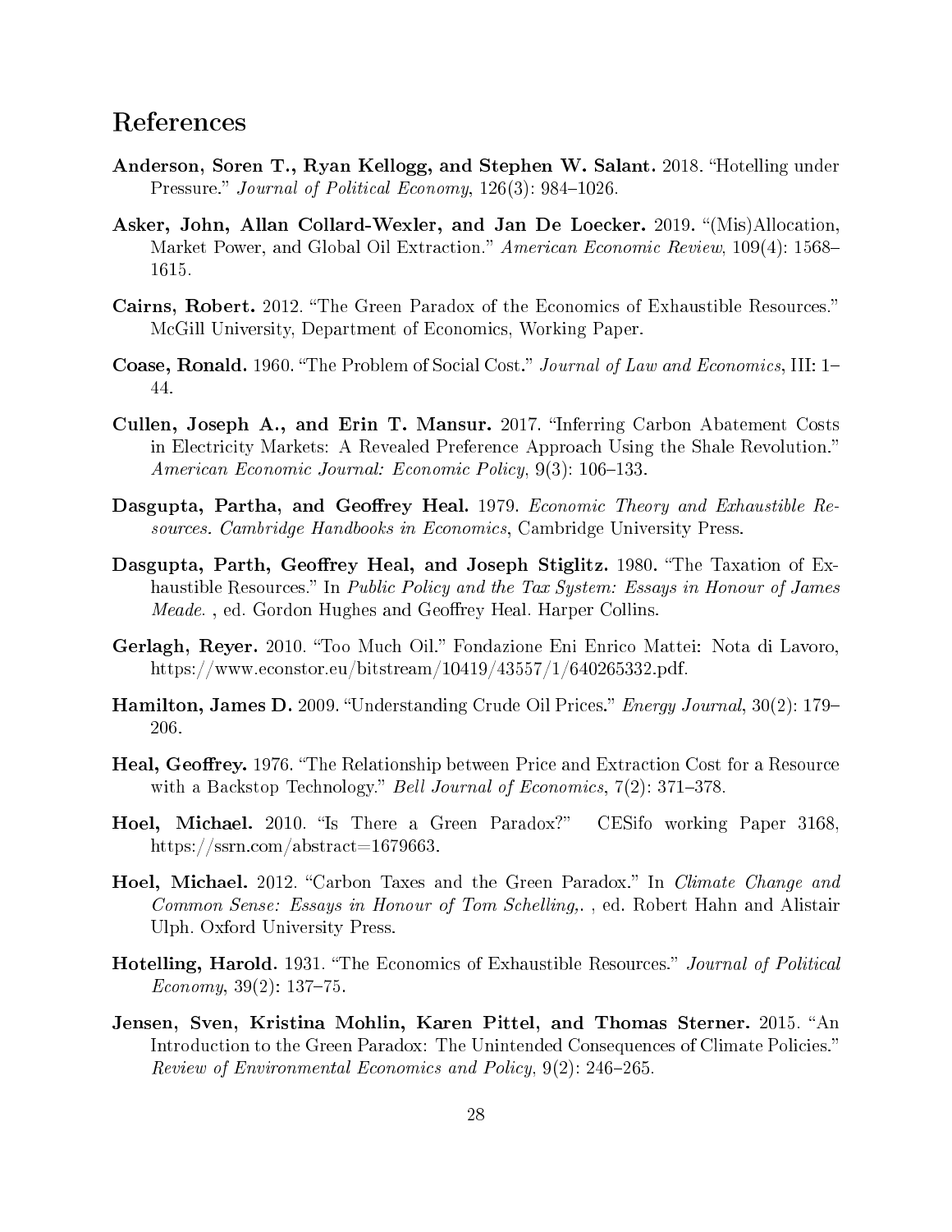# References

**Anderson, Soren T., Ryan Kellogg, and Stephen W. Salant.** 2018. "Hotelling under Pressure." *Journal of Political Economy*, 126(3): 984–1026.

**Asker, John, Allan Collard-Wexler, and Jan De Loecker.** 2019. "(Mis)Allocation, Market Power, and Global Oil Extraction." *American Economic Review*, 109(4): 1568–1615.

**Cairns, Robert.** 2012. "The Green Paradox of the Economics of Exhaustible Resources." McGill University, Department of Economics, Working Paper.

**Coase, Ronald.** 1960. "The Problem of Social Cost." *Journal of Law and Economics*, III: 1–44.

**Cullen, Joseph A., and Erin T. Mansur.** 2017. "Inferring Carbon Abatement Costs in Electricity Markets: A Revealed Preference Approach Using the Shale Revolution." *American Economic Journal: Economic Policy*, 9(3): 106–133.

**Dasgupta, Partha, and Geoffrey Heal.** 1979. *Economic Theory and Exhaustible Resources. Cambridge Handbooks in Economics*, Cambridge University Press.

**Dasgupta, Parth, Geoffrey Heal, and Joseph Stiglitz.** 1980. "The Taxation of Exhaustible Resources." In *Public Policy and the Tax System: Essays in Honour of James Meade.* , ed. Gordon Hughes and Geoffrey Heal. Harper Collins.

**Gerlagh, Reyer.** 2010. "Too Much Oil." Fondazione Eni Enrico Mattei: Nota di Lavoro, https://www.econstor.eu/bitstream/10419/43557/1/640265332.pdf.

**Hamilton, James D.** 2009. "Understanding Crude Oil Prices." *Energy Journal*, 30(2): 179–206.

**Heal, Geoffrey.** 1976. "The Relationship between Price and Extraction Cost for a Resource with a Backstop Technology." *Bell Journal of Economics*, 7(2): 371–378.

**Hoel, Michael.** 2010. "Is There a Green Paradox?" CESifo working Paper 3168, https://ssrn.com/abstract=1679663.

**Hoel, Michael.** 2012. "Carbon Taxes and the Green Paradox." In *Climate Change and Common Sense: Essays in Honour of Tom Schelling,*. , ed. Robert Hahn and Alistair Ulph. Oxford University Press.

**Hotelling, Harold.** 1931. "The Economics of Exhaustible Resources." *Journal of Political Economy*, 39(2): 137–75.

**Jensen, Sven, Kristina Mohlin, Karen Pittel, and Thomas Sterner.** 2015. "An Introduction to the Green Paradox: The Unintended Consequences of Climate Policies." *Review of Environmental Economics and Policy*, 9(2): 246–265.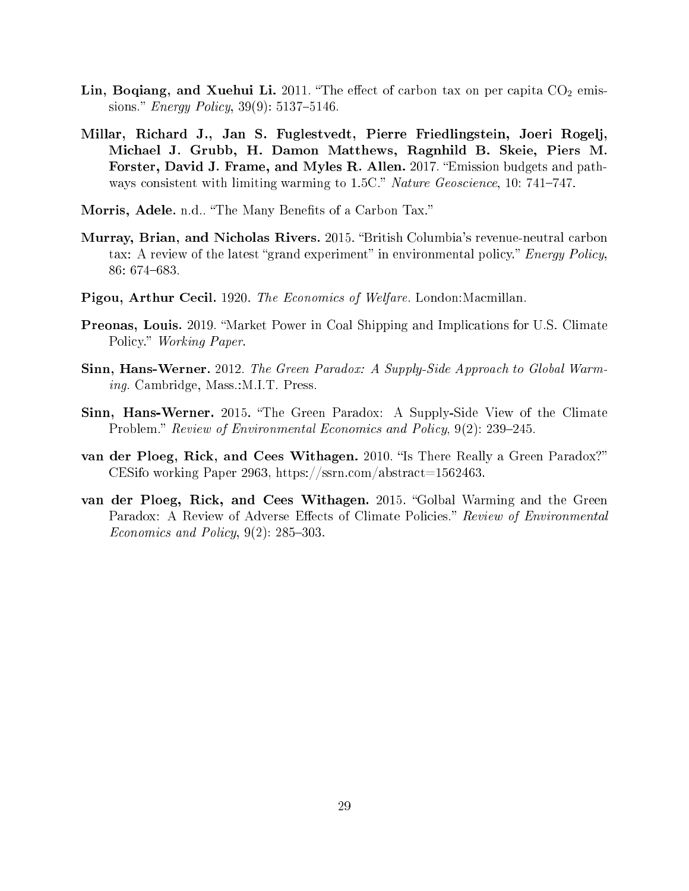**Lin, Boqiang, and Xuehui Li.** 2011. "The effect of carbon tax on per capita $CO_2$ emissions." *Energy Policy*, 39(9): 5137–5146.

**Millar, Richard J., Jan S. Fuglestvedt, Pierre Friedlingstein, Joeri Rogelj, Michael J. Grubb, H. Damon Matthews, Ragnhild B. Skeie, Piers M. Forster, David J. Frame, and Myles R. Allen.** 2017. "Emission budgets and pathways consistent with limiting warming to 1.5C." *Nature Geoscience*, 10: 741–747.

**Morris, Adele.** n.d.. "The Many Benefits of a Carbon Tax."

**Murray, Brian, and Nicholas Rivers.** 2015. "British Columbia's revenue-neutral carbon tax: A review of the latest "grand experiment" in environmental policy." *Energy Policy*, 86: 674–683.

**Pigou, Arthur Cecil.** 1920. *The Economics of Welfare.* London:Macmillan.

**Preonas, Louis.** 2019. "Market Power in Coal Shipping and Implications for U.S. Climate Policy." *Working Paper.*

**Sinn, Hans-Werner.** 2012. *The Green Paradox: A Supply-Side Approach to Global Warming.* Cambridge, Mass.:M.I.T. Press.

**Sinn, Hans-Werner.** 2015. "The Green Paradox: A Supply-Side View of the Climate Problem." *Review of Environmental Economics and Policy*, 9(2): 239–245.

**van der Ploeg, Rick, and Cees Withagen.** 2010. "Is There Really a Green Paradox?" CESifo working Paper 2963, https://ssrn.com/abstract=1562463.

**van der Ploeg, Rick, and Cees Withagen.** 2015. "Golbal Warming and the Green Paradox: A Review of Adverse Effects of Climate Policies." *Review of Environmental Economics and Policy*, 9(2): 285–303.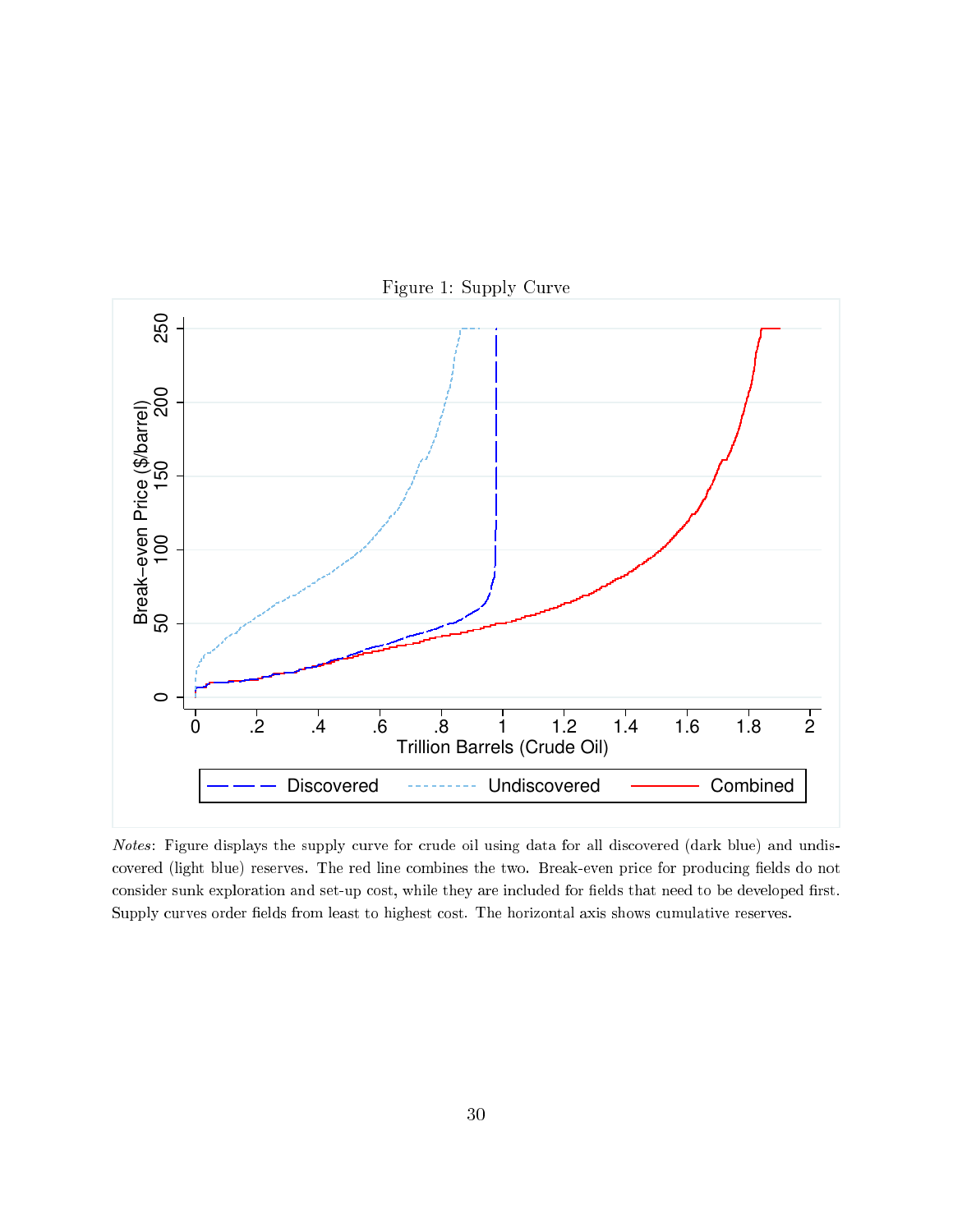Figure 1: Supply Curve

*Notes*: Figure displays the supply curve for crude oil using data for all discovered (dark blue) and undiscovered (light blue) reserves. The red line combines the two. Break-even price for producing fields do not consider sunk exploration and set-up cost, while they are included for fields that need to be developed first. Supply curves order fields from least to highest cost. The horizontal axis shows cumulative reserves.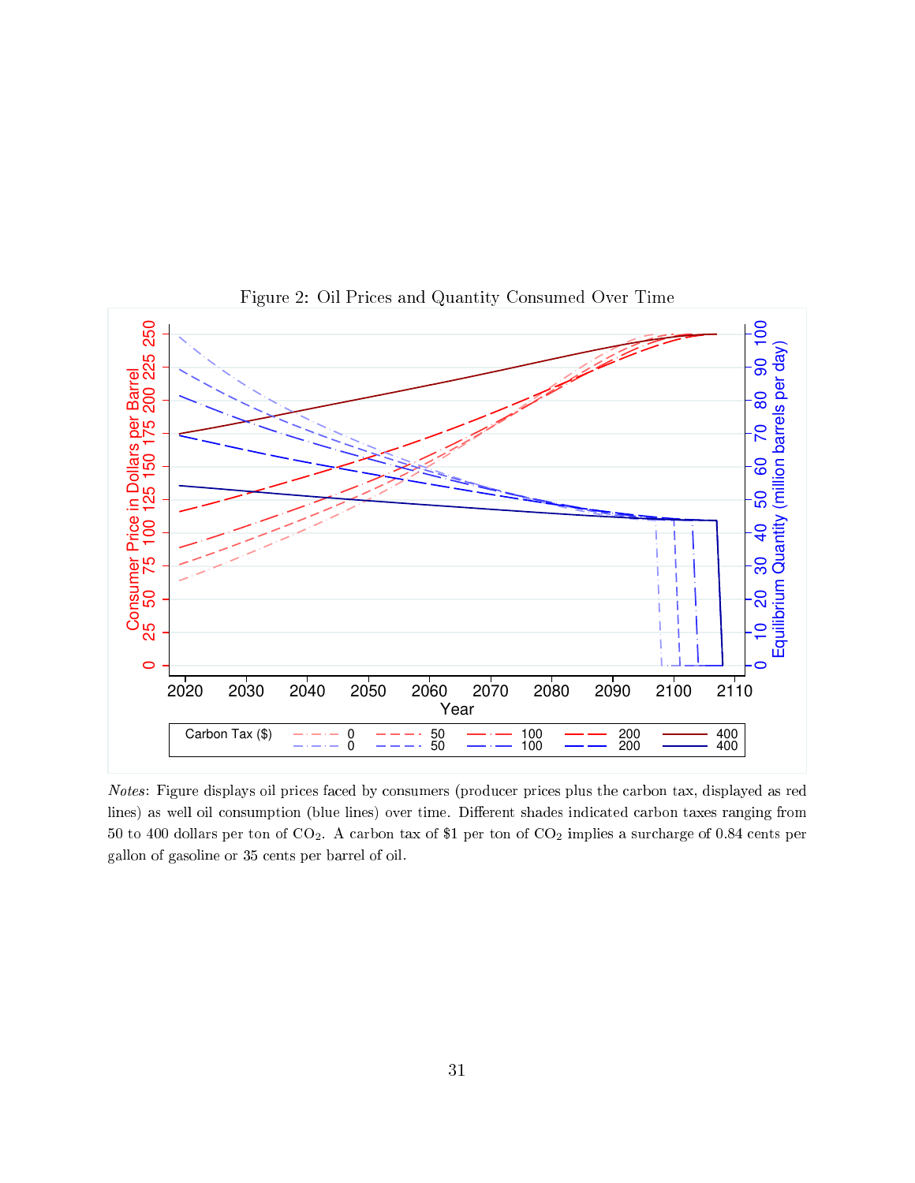Figure 2: Oil Prices and Quantity Consumed Over Time

*Notes*: Figure displays oil prices faced by consumers (producer prices plus the carbon tax, displayed as red lines) as well oil consumption (blue lines) over time. Different shades indicated carbon taxes ranging from 50 to 400 dollars per ton of $CO_2$. A carbon tax of \$1 per ton of $CO_2$ implies a surcharge of 0.84 cents per gallon of gasoline or 35 cents per barrel of oil.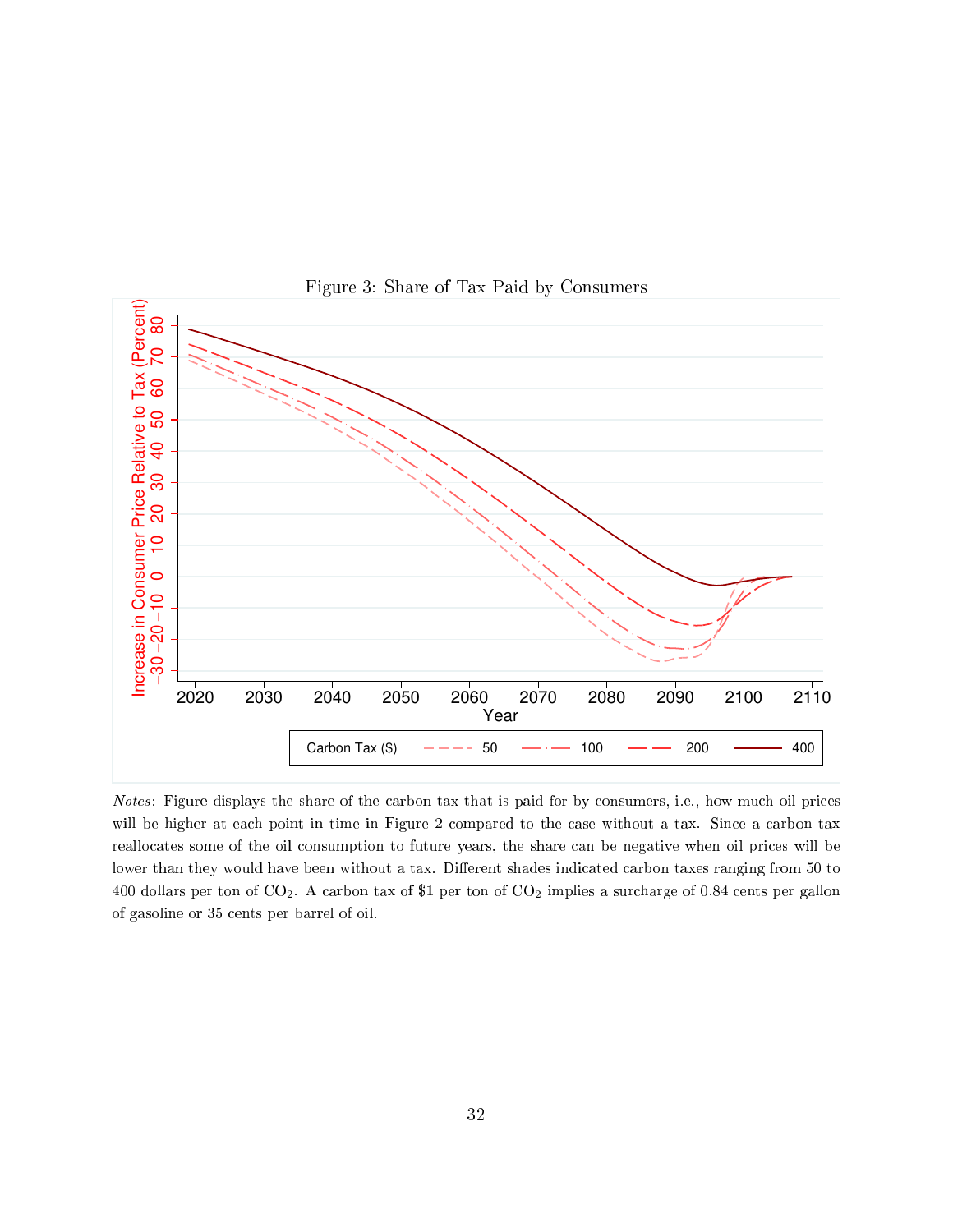Figure 3: Share of Tax Paid by Consumers

*Notes*: Figure displays the share of the carbon tax that is paid for by consumers, i.e., how much oil prices will be higher at each point in time in Figure 2 compared to the case without a tax. Since a carbon tax reallocates some of the oil consumption to future years, the share can be negative when oil prices will be lower than they would have been without a tax. Different shades indicated carbon taxes ranging from 50 to 400 dollars per ton of $CO_2$. A carbon tax of $1 per ton of $CO_2$ implies a surcharge of 0.84 cents per gallon of gasoline or 35 cents per barrel of oil.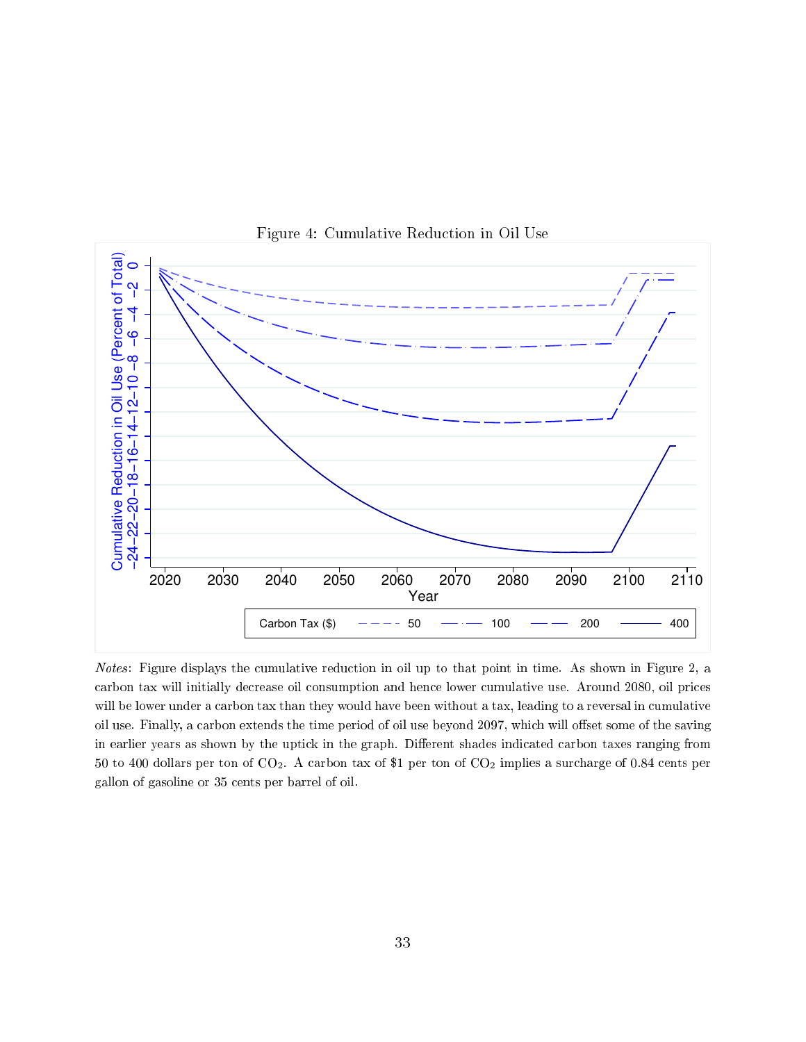Figure 4: Cumulative Reduction in Oil Use

*Notes*: Figure displays the cumulative reduction in oil up to that point in time. As shown in Figure 2, a carbon tax will initially decrease oil consumption and hence lower cumulative use. Around 2080, oil prices will be lower under a carbon tax than they would have been without a tax, leading to a reversal in cumulative oil use. Finally, a carbon extends the time period of oil use beyond 2097, which will offset some of the saving in earlier years as shown by the uptick in the graph. Different shades indicated carbon taxes ranging from 50 to 400 dollars per ton of $CO_2$. A carbon tax of $1 per ton of $CO_2$ implies a surcharge of 0.84 cents per gallon of gasoline or 35 cents per barrel of oil.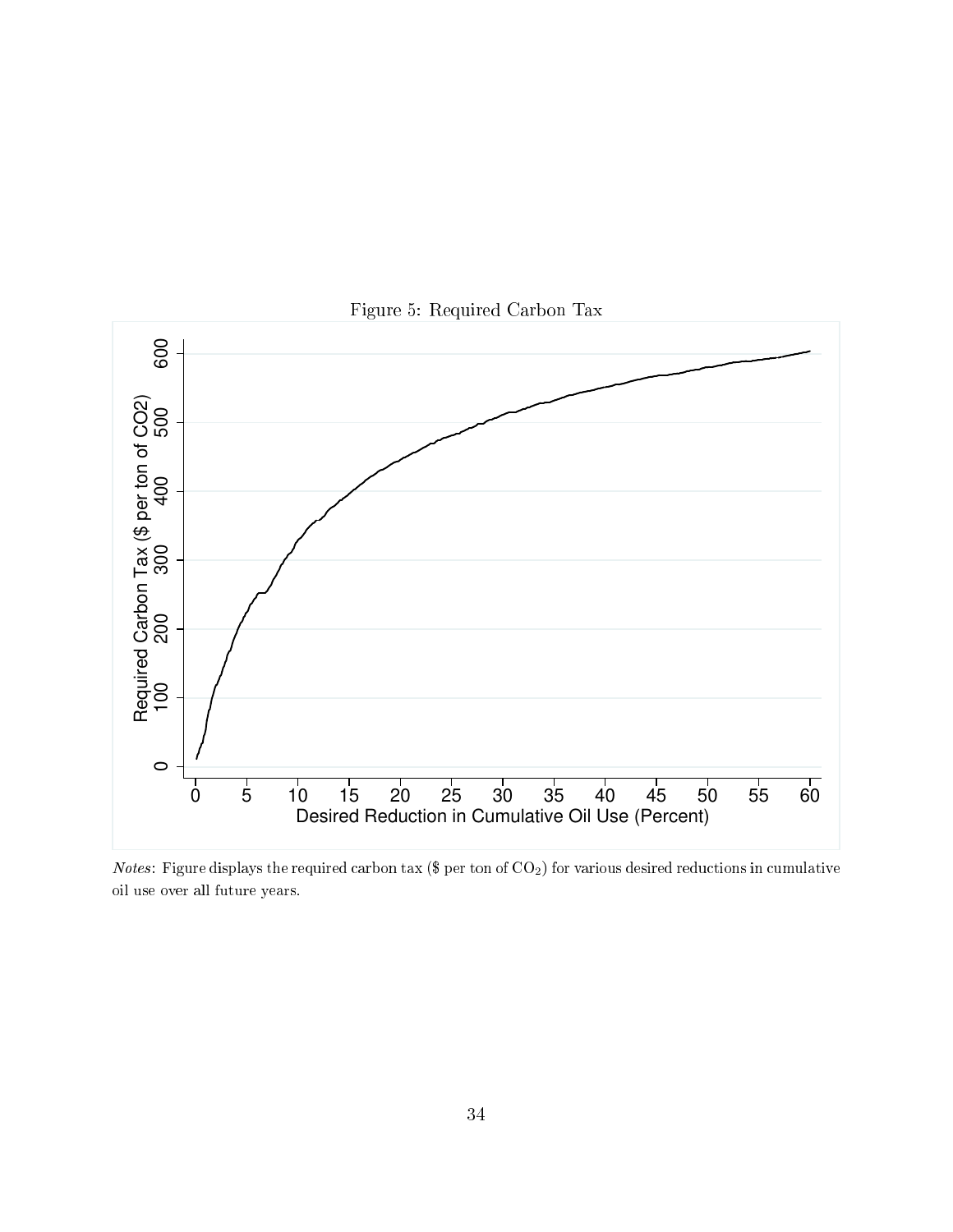Figure 5: Required Carbon Tax

*Notes*: Figure displays the required carbon tax ($ per ton of $CO_2$) for various desired reductions in cumulative oil use over all future years.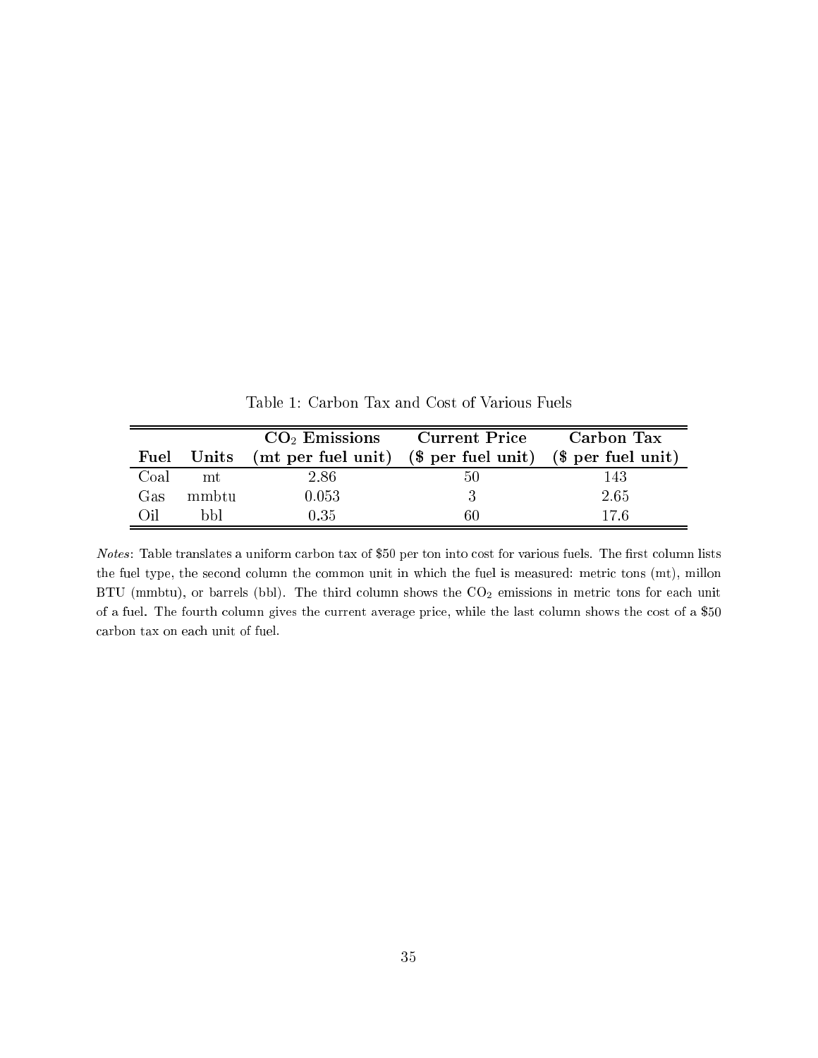Table 1: Carbon Tax and Cost of Various Fuels

| Fuel | Units | $CO_2$ Emissions (mt per fuel unit) | Current Price ($ per fuel unit) | Carbon Tax ($ per fuel unit) |
|---|---|---|---|---|
| Coal | mt | 2.86 | 50 | 143 |
| Gas | mmbtu | 0.053 | 3 | 2.65 |
| Oil | bbl | 0.35 | 60 | 17.6 |

*Notes*: Table translates a uniform carbon tax of $50 per ton into cost for various fuels. The first column lists the fuel type, the second column the common unit in which the fuel is measured: metric tons (mt), millon BTU (mmbtu), or barrels (bbl). The third column shows the $CO_2$ emissions in metric tons for each unit of a fuel. The fourth column gives the current average price, while the last column shows the cost of a $50 carbon tax on each unit of fuel.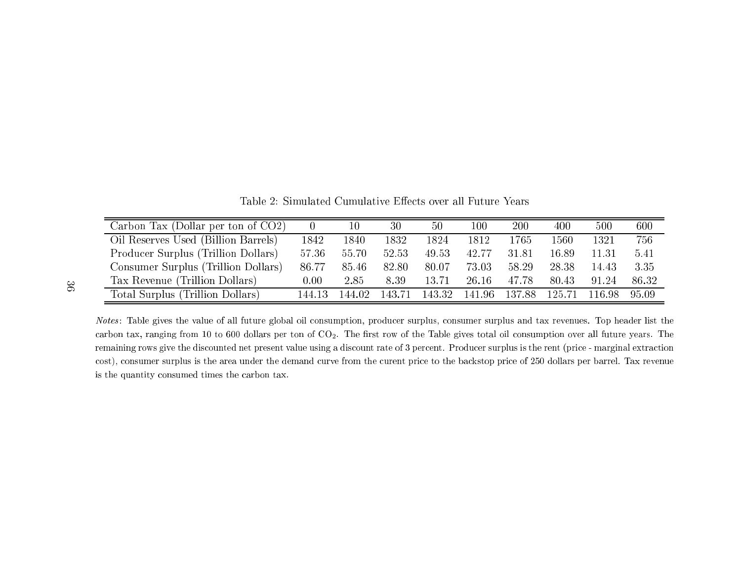Table 2: Simulated Cumulative Effects over all Future Years

| Carbon Tax (Dollar per ton of CO2) | 0 | 10 | 30 | 50 | 100 | 200 | 400 | 500 | 600 |
|---|---|---|---|---|---|---|---|---|---|
| Oil Reserves Used (Billion Barrels) | 1842 | 1840 | 1832 | 1824 | 1812 | 1765 | 1560 | 1321 | 756 |
| Producer Surplus (Trillion Dollars) | 57.36 | 55.70 | 52.53 | 49.53 | 42.77 | 31.81 | 16.89 | 11.31 | 5.41 |
| Consumer Surplus (Trillion Dollars) | 86.77 | 85.46 | 82.80 | 80.07 | 73.03 | 58.29 | 28.38 | 14.43 | 3.35 |
| Tax Revenue (Trillion Dollars) | 0.00 | 2.85 | 8.39 | 13.71 | 26.16 | 47.78 | 80.43 | 91.24 | 86.32 |
| Total Surplus (Trillion Dollars) | 144.13 | 144.02 | 143.71 | 143.32 | 141.96 | 137.88 | 125.71 | 116.98 | 95.09 |

*Notes*: Table gives the value of all future global oil consumption, producer surplus, consumer surplus and tax revenues. Top header list the carbon tax, ranging from 10 to 600 dollars per ton of $CO_2$. The first row of the Table gives total oil consumption over all future years. The remaining rows give the discounted net present value using a discount rate of 3 percent. Producer surplus is the rent (price - marginal extraction cost), consumer surplus is the area under the demand curve from the curent price to the backstop price of 250 dollars per barrel. Tax revenue is the quantity consumed times the carbon tax.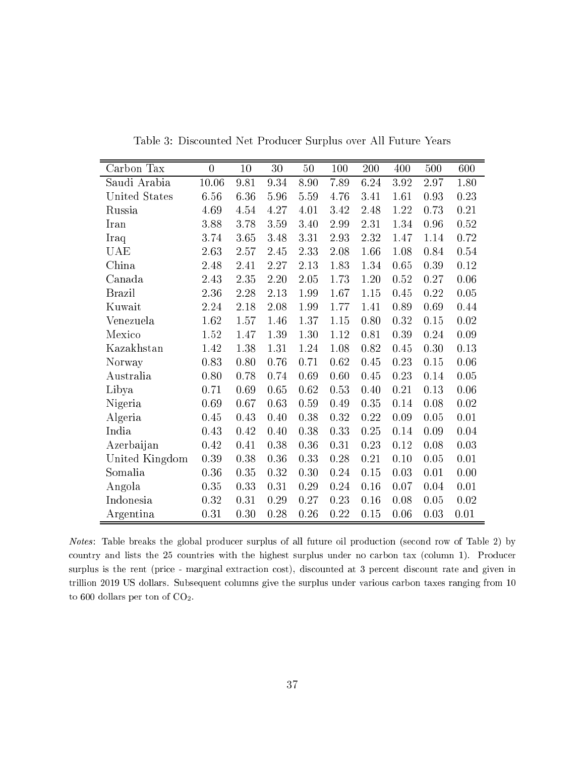Table 3: Discounted Net Producer Surplus over All Future Years

| Carbon Tax | 0 | 10 | 30 | 50 | 100 | 200 | 400 | 500 | 600 |
|---|---|---|---|---|---|---|---|---|---|
| Saudi Arabia | 10.06 | 9.81 | 9.34 | 8.90 | 7.89 | 6.24 | 3.92 | 2.97 | 1.80 |
| United States | 6.56 | 6.36 | 5.96 | 5.59 | 4.76 | 3.41 | 1.61 | 0.93 | 0.23 |
| Russia | 4.69 | 4.54 | 4.27 | 4.01 | 3.42 | 2.48 | 1.22 | 0.73 | 0.21 |
| Iran | 3.88 | 3.78 | 3.59 | 3.40 | 2.99 | 2.31 | 1.34 | 0.96 | 0.52 |
| Iraq | 3.74 | 3.65 | 3.48 | 3.31 | 2.93 | 2.32 | 1.47 | 1.14 | 0.72 |
| UAE | 2.63 | 2.57 | 2.45 | 2.33 | 2.08 | 1.66 | 1.08 | 0.84 | 0.54 |
| China | 2.48 | 2.41 | 2.27 | 2.13 | 1.83 | 1.34 | 0.65 | 0.39 | 0.12 |
| Canada | 2.43 | 2.35 | 2.20 | 2.05 | 1.73 | 1.20 | 0.52 | 0.27 | 0.06 |
| Brazil | 2.36 | 2.28 | 2.13 | 1.99 | 1.67 | 1.15 | 0.45 | 0.22 | 0.05 |
| Kuwait | 2.24 | 2.18 | 2.08 | 1.99 | 1.77 | 1.41 | 0.89 | 0.69 | 0.44 |
| Venezuela | 1.62 | 1.57 | 1.46 | 1.37 | 1.15 | 0.80 | 0.32 | 0.15 | 0.02 |
| Mexico | 1.52 | 1.47 | 1.39 | 1.30 | 1.12 | 0.81 | 0.39 | 0.24 | 0.09 |
| Kazakhstan | 1.42 | 1.38 | 1.31 | 1.24 | 1.08 | 0.82 | 0.45 | 0.30 | 0.13 |
| Norway | 0.83 | 0.80 | 0.76 | 0.71 | 0.62 | 0.45 | 0.23 | 0.15 | 0.06 |
| Australia | 0.80 | 0.78 | 0.74 | 0.69 | 0.60 | 0.45 | 0.23 | 0.14 | 0.05 |
| Libya | 0.71 | 0.69 | 0.65 | 0.62 | 0.53 | 0.40 | 0.21 | 0.13 | 0.06 |
| Nigeria | 0.69 | 0.67 | 0.63 | 0.59 | 0.49 | 0.35 | 0.14 | 0.08 | 0.02 |
| Algeria | 0.45 | 0.43 | 0.40 | 0.38 | 0.32 | 0.22 | 0.09 | 0.05 | 0.01 |
| India | 0.43 | 0.42 | 0.40 | 0.38 | 0.33 | 0.25 | 0.14 | 0.09 | 0.04 |
| Azerbaijan | 0.42 | 0.41 | 0.38 | 0.36 | 0.31 | 0.23 | 0.12 | 0.08 | 0.03 |
| United Kingdom | 0.39 | 0.38 | 0.36 | 0.33 | 0.28 | 0.21 | 0.10 | 0.05 | 0.01 |
| Somalia | 0.36 | 0.35 | 0.32 | 0.30 | 0.24 | 0.15 | 0.03 | 0.01 | 0.00 |
| Angola | 0.35 | 0.33 | 0.31 | 0.29 | 0.24 | 0.16 | 0.07 | 0.04 | 0.01 |
| Indonesia | 0.32 | 0.31 | 0.29 | 0.27 | 0.23 | 0.16 | 0.08 | 0.05 | 0.02 |
| Argentina | 0.31 | 0.30 | 0.28 | 0.26 | 0.22 | 0.15 | 0.06 | 0.03 | 0.01 |

*Notes*: Table breaks the global producer surplus of all future oil production (second row of Table 2) by country and lists the 25 countries with the highest surplus under no carbon tax (column 1). Producer surplus is the rent (price - marginal extraction cost), discounted at 3 percent discount rate and given in trillion 2019 US dollars. Subsequent columns give the surplus under various carbon taxes ranging from 10 to 600 dollars per ton of $CO_2$.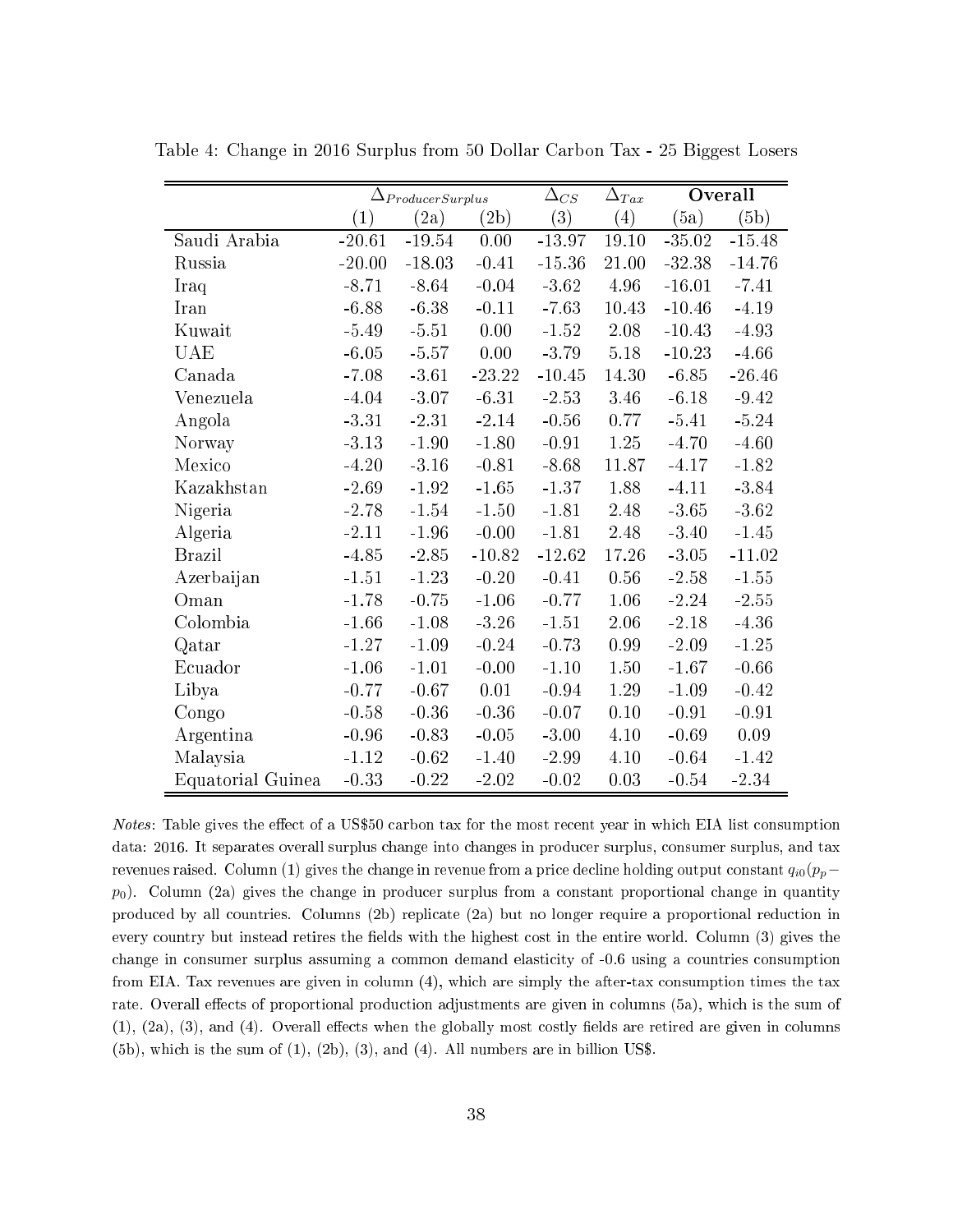Table 4: Change in 2016 Surplus from 50 Dollar Carbon Tax - 25 Biggest Losers

| | $\Delta_{ProducerSurplus}$ | | | $\Delta_{CS}$ | $\Delta_{Tax}$ | **Overall** | |
|---|---|---|---|---|---|---|---|
| | (1) | (2a) | (2b) | (3) | (4) | (5a) | (5b) |
| Saudi Arabia | -20.61 | -19.54 | 0.00 | -13.97 | 19.10 | -35.02 | -15.48 |
| Russia | -20.00 | -18.03 | -0.41 | -15.36 | 21.00 | -32.38 | -14.76 |
| Iraq | -8.71 | -8.64 | -0.04 | -3.62 | 4.96 | -16.01 | -7.41 |
| Iran | -6.88 | -6.38 | -0.11 | -7.63 | 10.43 | -10.46 | -4.19 |
| Kuwait | -5.49 | -5.51 | 0.00 | -1.52 | 2.08 | -10.43 | -4.93 |
| UAE | -6.05 | -5.57 | 0.00 | -3.79 | 5.18 | -10.23 | -4.66 |
| Canada | -7.08 | -3.61 | -23.22 | -10.45 | 14.30 | -6.85 | -26.46 |
| Venezuela | -4.04 | -3.07 | -6.31 | -2.53 | 3.46 | -6.18 | -9.42 |
| Angola | -3.31 | -2.31 | -2.14 | -0.56 | 0.77 | -5.41 | -5.24 |
| Norway | -3.13 | -1.90 | -1.80 | -0.91 | 1.25 | -4.70 | -4.60 |
| Mexico | -4.20 | -3.16 | -0.81 | -8.68 | 11.87 | -4.17 | -1.82 |
| Kazakhstan | -2.69 | -1.92 | -1.65 | -1.37 | 1.88 | -4.11 | -3.84 |
| Nigeria | -2.78 | -1.54 | -1.50 | -1.81 | 2.48 | -3.65 | -3.62 |
| Algeria | -2.11 | -1.96 | -0.00 | -1.81 | 2.48 | -3.40 | -1.45 |
| Brazil | -4.85 | -2.85 | -10.82 | -12.62 | 17.26 | -3.05 | -11.02 |
| Azerbaijan | -1.51 | -1.23 | -0.20 | -0.41 | 0.56 | -2.58 | -1.55 |
| Oman | -1.78 | -0.75 | -1.06 | -0.77 | 1.06 | -2.24 | -2.55 |
| Colombia | -1.66 | -1.08 | -3.26 | -1.51 | 2.06 | -2.18 | -4.36 |
| Qatar | -1.27 | -1.09 | -0.24 | -0.73 | 0.99 | -2.09 | -1.25 |
| Ecuador | -1.06 | -1.01 | -0.00 | -1.10 | 1.50 | -1.67 | -0.66 |
| Libya | -0.77 | -0.67 | 0.01 | -0.94 | 1.29 | -1.09 | -0.42 |
| Congo | -0.58 | -0.36 | -0.36 | -0.07 | 0.10 | -0.91 | -0.91 |
| Argentina | -0.96 | -0.83 | -0.05 | -3.00 | 4.10 | -0.69 | 0.09 |
| Malaysia | -1.12 | -0.62 | -1.40 | -2.99 | 4.10 | -0.64 | -1.42 |
| Equatorial Guinea | -0.33 | -0.22 | -2.02 | -0.02 | 0.03 | -0.54 | -2.34 |

*Notes*: Table gives the effect of a US\$50 carbon tax for the most recent year in which EIA list consumption data: 2016. It separates overall surplus change into changes in producer surplus, consumer surplus, and tax revenues raised. Column (1) gives the change in revenue from a price decline holding output constant $q_{i0}(p_p - p_0)$. Column (2a) gives the change in producer surplus from a constant proportional change in quantity produced by all countries. Columns (2b) replicate (2a) but no longer require a proportional reduction in every country but instead retires the fields with the highest cost in the entire world. Column (3) gives the change in consumer surplus assuming a common demand elasticity of -0.6 using a countries consumption from EIA. Tax revenues are given in column (4), which are simply the after-tax consumption times the tax rate. Overall effects of proportional production adjustments are given in columns (5a), which is the sum of (1), (2a), (3), and (4). Overall effects when the globally most costly fields are retired are given in columns (5b), which is the sum of (1), (2b), (3), and (4). All numbers are in billion US\$.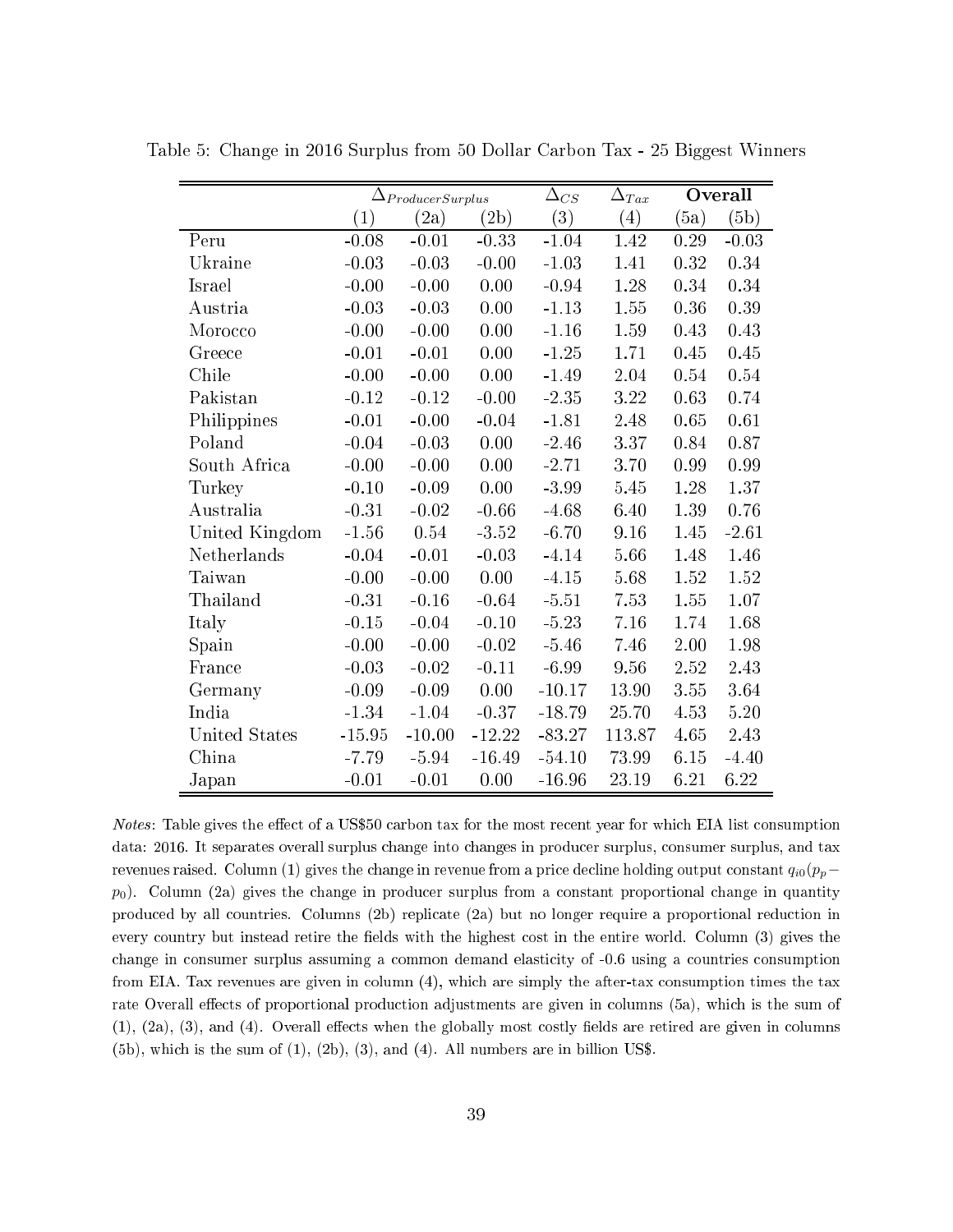Table 5: Change in 2016 Surplus from 50 Dollar Carbon Tax - 25 Biggest Winners

| | $\Delta_{ProducerSurplus}$ | | | $\Delta_{CS}$ | $\Delta_{Tax}$ | **Overall** | |
|---|---|---|---|---|---|---|---|
| | (1) | (2a) | (2b) | (3) | (4) | (5a) | (5b) |
| Peru | -0.08 | -0.01 | -0.33 | -1.04 | 1.42 | 0.29 | -0.03 |
| Ukraine | -0.03 | -0.03 | -0.00 | -1.03 | 1.41 | 0.32 | 0.34 |
| Israel | -0.00 | -0.00 | 0.00 | -0.94 | 1.28 | 0.34 | 0.34 |
| Austria | -0.03 | -0.03 | 0.00 | -1.13 | 1.55 | 0.36 | 0.39 |
| Morocco | -0.00 | -0.00 | 0.00 | -1.16 | 1.59 | 0.43 | 0.43 |
| Greece | -0.01 | -0.01 | 0.00 | -1.25 | 1.71 | 0.45 | 0.45 |
| Chile | -0.00 | -0.00 | 0.00 | -1.49 | 2.04 | 0.54 | 0.54 |
| Pakistan | -0.12 | -0.12 | -0.00 | -2.35 | 3.22 | 0.63 | 0.74 |
| Philippines | -0.01 | -0.00 | -0.04 | -1.81 | 2.48 | 0.65 | 0.61 |
| Poland | -0.04 | -0.03 | 0.00 | -2.46 | 3.37 | 0.84 | 0.87 |
| South Africa | -0.00 | -0.00 | 0.00 | -2.71 | 3.70 | 0.99 | 0.99 |
| Turkey | -0.10 | -0.09 | 0.00 | -3.99 | 5.45 | 1.28 | 1.37 |
| Australia | -0.31 | -0.02 | -0.66 | -4.68 | 6.40 | 1.39 | 0.76 |
| United Kingdom | -1.56 | 0.54 | -3.52 | -6.70 | 9.16 | 1.45 | -2.61 |
| Netherlands | -0.04 | -0.01 | -0.03 | -4.14 | 5.66 | 1.48 | 1.46 |
| Taiwan | -0.00 | -0.00 | 0.00 | -4.15 | 5.68 | 1.52 | 1.52 |
| Thailand | -0.31 | -0.16 | -0.64 | -5.51 | 7.53 | 1.55 | 1.07 |
| Italy | -0.15 | -0.04 | -0.10 | -5.23 | 7.16 | 1.74 | 1.68 |
| Spain | -0.00 | -0.00 | -0.02 | -5.46 | 7.46 | 2.00 | 1.98 |
| France | -0.03 | -0.02 | -0.11 | -6.99 | 9.56 | 2.52 | 2.43 |
| Germany | -0.09 | -0.09 | 0.00 | -10.17 | 13.90 | 3.55 | 3.64 |
| India | -1.34 | -1.04 | -0.37 | -18.79 | 25.70 | 4.53 | 5.20 |
| United States | -15.95 | -10.00 | -12.22 | -83.27 | 113.87 | 4.65 | 2.43 |
| China | -7.79 | -5.94 | -16.49 | -54.10 | 73.99 | 6.15 | -4.40 |
| Japan | -0.01 | -0.01 | 0.00 | -16.96 | 23.19 | 6.21 | 6.22 |

*Notes*: Table gives the effect of a US$50 carbon tax for the most recent year for which EIA list consumption data: 2016. It separates overall surplus change into changes in producer surplus, consumer surplus, and tax revenues raised. Column (1) gives the change in revenue from a price decline holding output constant $q_{i0}(p_p - p_0)$. Column (2a) gives the change in producer surplus from a constant proportional change in quantity produced by all countries. Columns (2b) replicate (2a) but no longer require a proportional reduction in every country but instead retire the fields with the highest cost in the entire world. Column (3) gives the change in consumer surplus assuming a common demand elasticity of -0.6 using a countries consumption from EIA. Tax revenues are given in column (4), which are simply the after-tax consumption times the tax rate Overall effects of proportional production adjustments are given in columns (5a), which is the sum of (1), (2a), (3), and (4). Overall effects when the globally most costly fields are retired are given in columns (5b), which is the sum of (1), (2b), (3), and (4). All numbers are in billion US$.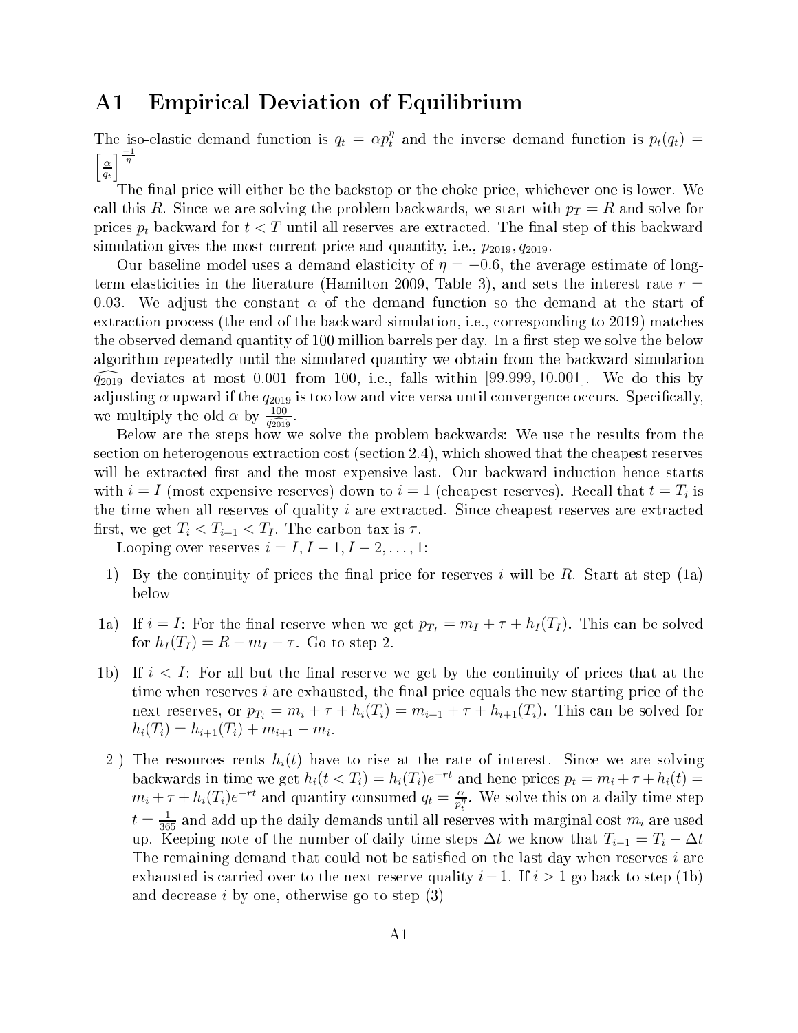# A1 Empirical Deviation of Equilibrium

The iso-elastic demand function is $q_t = \alpha p_t^{\eta}$ and the inverse demand function is $p_t(q_t) = \left[\frac{\alpha}{q_t}\right]^{\frac{-1}{\eta}}$

The final price will either be the backstop or the choke price, whichever one is lower. We call this $R$. Since we are solving the problem backwards, we start with $p_T = R$ and solve for prices $p_t$ backward for $t < T$ until all reserves are extracted. The final step of this backward simulation gives the most current price and quantity, i.e., $p_{2019}, q_{2019}$.

Our baseline model uses a demand elasticity of $\eta = -0.6$, the average estimate of long-term elasticities in the literature (Hamilton 2009, Table 3), and sets the interest rate $r = 0.03$. We adjust the constant $\alpha$ of the demand function so the demand at the start of extraction process (the end of the backward simulation, i.e., corresponding to 2019) matches the observed demand quantity of 100 million barrels per day. In a first step we solve the below algorithm repeatedly until the simulated quantity we obtain from the backward simulation $\widehat{q_{2019}}$ deviates at most 0.001 from 100, i.e., falls within [99.999, 10.001]. We do this by adjusting $\alpha$ upward if the $q_{2019}$ is too low and vice versa until convergence occurs. Specifically, we multiply the old $\alpha$ by $\frac{100}{\widehat{q_{2019}}}$.

Below are the steps how we solve the problem backwards: We use the results from the section on heterogenous extraction cost (section 2.4), which showed that the cheapest reserves will be extracted first and the most expensive last. Our backward induction hence starts with $i = I$ (most expensive reserves) down to $i = 1$ (cheapest reserves). Recall that $t = T_i$ is the time when all reserves of quality $i$ are extracted. Since cheapest reserves are extracted first, we get $T_i < T_{i+1} < T_I$. The carbon tax is $\tau$.

Looping over reserves $i = I, I-1, I-2, \ldots, 1$:

1) By the continuity of prices the final price for reserves $i$ will be $R$. Start at step (1a) below

1a) If $i = I$: For the final reserve when we get $p_{T_I} = m_I + \tau + h_I(T_I)$. This can be solved for $h_I(T_I) = R - m_I - \tau$. Go to step 2.

1b) If $i < I$: For all but the final reserve we get by the continuity of prices that at the time when reserves $i$ are exhausted, the final price equals the new starting price of the next reserves, or $p_{T_i} = m_i + \tau + h_i(T_i) = m_{i+1} + \tau + h_{i+1}(T_i)$. This can be solved for $h_i(T_i) = h_{i+1}(T_i) + m_{i+1} - m_i$.

2 ) The resources rents $h_i(t)$ have to rise at the rate of interest. Since we are solving backwards in time we get $h_i(t < T_i) = h_i(T_i)e^{-rt}$ and hene prices $p_t = m_i + \tau + h_i(t) = m_i + \tau + h_i(T_i)e^{-rt}$ and quantity consumed $q_t = \frac{\alpha}{p_t^{\eta}}$. We solve this on a daily time step $t = \frac{1}{365}$ and add up the daily demands until all reserves with marginal cost $m_i$ are used up. Keeping note of the number of daily time steps $\Delta t$ we know that $T_{i-1} = T_i - \Delta t$ The remaining demand that could not be satisfied on the last day when reserves $i$ are exhausted is carried over to the next reserve quality $i-1$. If $i > 1$ go back to step (1b) and decrease $i$ by one, otherwise go to step (3)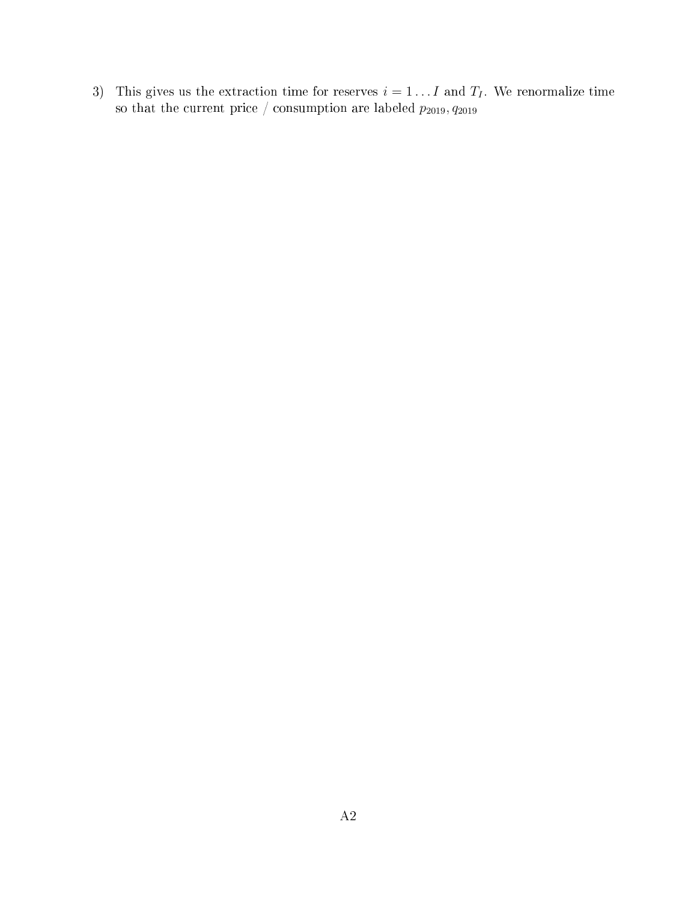3) This gives us the extraction time for reserves $i = 1 \ldots I$ and $T_I$. We renormalize time so that the current price / consumption are labeled $p_{2019}, q_{2019}$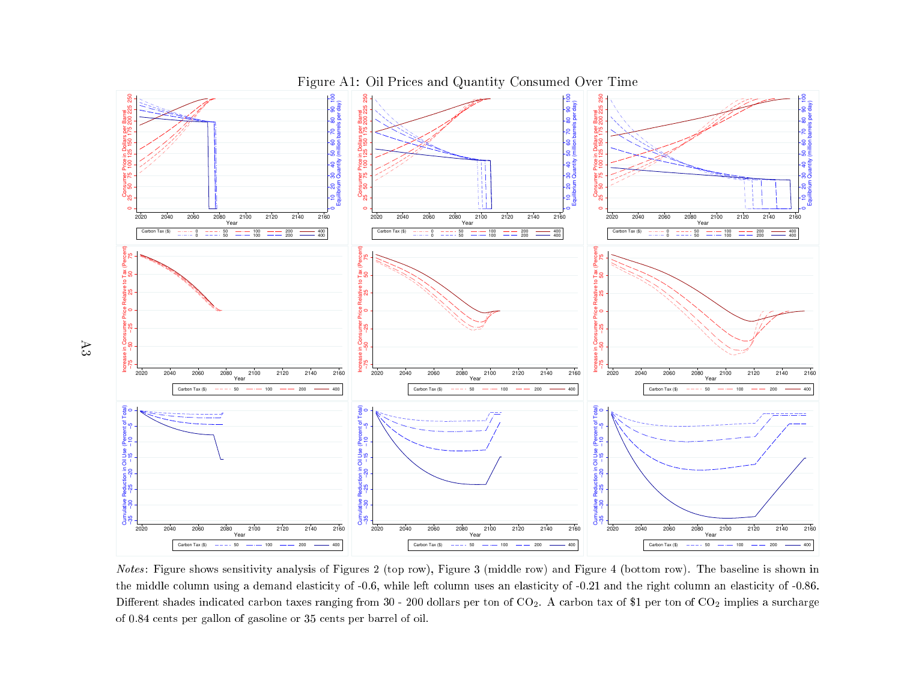Figure A1: Oil Prices and Quantity Consumed Over Time

Consumer Price in Dollars per Barrel
0 25 50 75 100 125 150 175 200 225 250

Equilibrium Quantity (million barrels per day)
0 10 20 30 40 50 60 70 80 90 100

Year
2020 2040 2060 2080 2100 2120 2140 2160

Carbon Tax ($) 0 50 100 200 400

Increase in Consumer Price Relative to Tax (Percent)
−75 −50 −25 0 25 50 75

Year
2020 2040 2060 2080 2100 2120 2140 2160

Carbon Tax ($) 50 100 200 400

Cumulative Reduction in Oil Use (Percent of Total)
−35 −30 −25 −20 −15 −10 −5 0

Year
2020 2040 2060 2080 2100 2120 2140 2160

Carbon Tax ($) 50 100 200 400

*Notes*: Figure shows sensitivity analysis of Figures 2 (top row), Figure 3 (middle row) and Figure 4 (bottom row). The baseline is shown in the middle column using a demand elasticity of -0.6, while left column uses an elasticity of -0.21 and the right column an elasticity of -0.86. Different shades indicated carbon taxes ranging from 30 - 200 dollars per ton of $CO_2$. A carbon tax of \$1 per ton of $CO_2$ implies a surcharge of 0.84 cents per gallon of gasoline or 35 cents per barrel of oil.